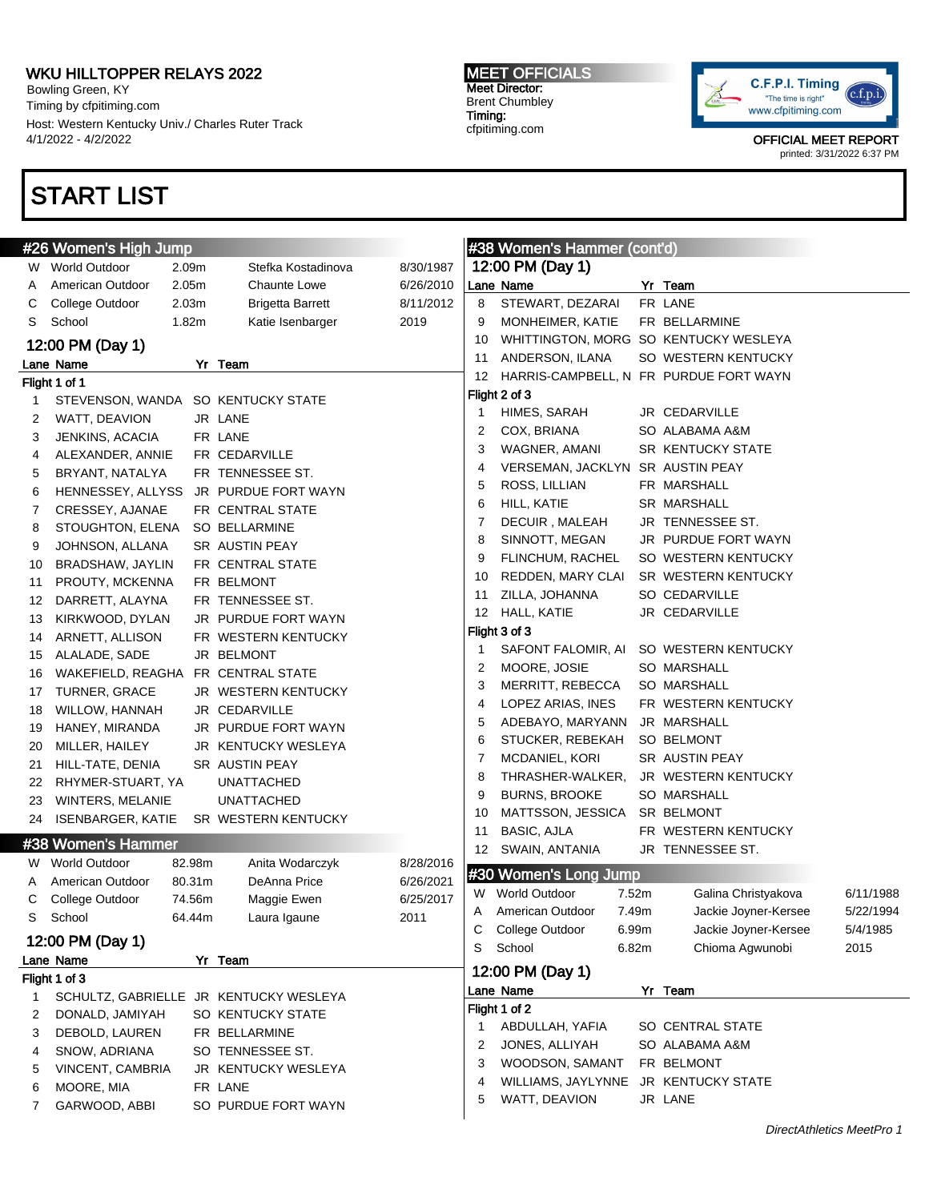# WKU HILLTOPPER RELAYS 2022

Bowling Green, KY
Timing by cfpitiming.com
Host: Western Kentucky Univ./ Charles Ruter Track
4/1/2022 - 4/2/2022

**MEET OFFICIALS**
Meet Director:
Brent Chumbley
Timing:
cfpitiming.com

OFFICIAL MEET REPORT
printed: 3/31/2022 6:37 PM

# START LIST

## #26 Women's High Jump

| | | | | |
|---|---|---|---|---|
| W | World Outdoor | 2.09m | Stefka Kostadinova | 8/30/1987 |
| A | American Outdoor | 2.05m | Chaunte Lowe | 6/26/2010 |
| C | College Outdoor | 2.03m | Brigetta Barrett | 8/11/2012 |
| S | School | 1.82m | Katie Isenbarger | 2019 |

### 12:00 PM (Day 1)

Flight 1 of 1

| Lane | Name | Yr | Team |
|---|---|---|---|
| 1 | STEVENSON, WANDA | SO | KENTUCKY STATE |
| 2 | WATT, DEAVION | JR | LANE |
| 3 | JENKINS, ACACIA | FR | LANE |
| 4 | ALEXANDER, ANNIE | FR | CEDARVILLE |
| 5 | BRYANT, NATALYA | FR | TENNESSEE ST. |
| 6 | HENNESSEY, ALLYSS | JR | PURDUE FORT WAYN |
| 7 | CRESSEY, AJANAE | FR | CENTRAL STATE |
| 8 | STOUGHTON, ELENA | SO | BELLARMINE |
| 9 | JOHNSON, ALLANA | SR | AUSTIN PEAY |
| 10 | BRADSHAW, JAYLIN | FR | CENTRAL STATE |
| 11 | PROUTY, MCKENNA | FR | BELMONT |
| 12 | DARRETT, ALAYNA | FR | TENNESSEE ST. |
| 13 | KIRKWOOD, DYLAN | JR | PURDUE FORT WAYN |
| 14 | ARNETT, ALLISON | FR | WESTERN KENTUCKY |
| 15 | ALALADE, SADE | JR | BELMONT |
| 16 | WAKEFIELD, REAGHA | FR | CENTRAL STATE |
| 17 | TURNER, GRACE | JR | WESTERN KENTUCKY |
| 18 | WILLOW, HANNAH | JR | CEDARVILLE |
| 19 | HANEY, MIRANDA | JR | PURDUE FORT WAYN |
| 20 | MILLER, HAILEY | JR | KENTUCKY WESLEYA |
| 21 | HILL-TATE, DENIA | SR | AUSTIN PEAY |
| 22 | RHYMER-STUART, YA | | UNATTACHED |
| 23 | WINTERS, MELANIE | | UNATTACHED |
| 24 | ISENBARGER, KATIE | SR | WESTERN KENTUCKY |

## #38 Women's Hammer

| | | | | |
|---|---|---|---|---|
| W | World Outdoor | 82.98m | Anita Wodarczyk | 8/28/2016 |
| A | American Outdoor | 80.31m | DeAnna Price | 6/26/2021 |
| C | College Outdoor | 74.56m | Maggie Ewen | 6/25/2017 |
| S | School | 64.44m | Laura Igaune | 2011 |

### 12:00 PM (Day 1)

Flight 1 of 3

| Lane | Name | Yr | Team |
|---|---|---|---|
| 1 | SCHULTZ, GABRIELLE | JR | KENTUCKY WESLEYA |
| 2 | DONALD, JAMIYAH | SO | KENTUCKY STATE |
| 3 | DEBOLD, LAUREN | FR | BELLARMINE |
| 4 | SNOW, ADRIANA | SO | TENNESSEE ST. |
| 5 | VINCENT, CAMBRIA | JR | KENTUCKY WESLEYA |
| 6 | MOORE, MIA | FR | LANE |
| 7 | GARWOOD, ABBI | SO | PURDUE FORT WAYN |
| 8 | STEWART, DEZARAI | FR | LANE |
| 9 | MONHEIMER, KATIE | FR | BELLARMINE |
| 10 | WHITTINGTON, MORG | SO | KENTUCKY WESLEYA |
| 11 | ANDERSON, ILANA | SO | WESTERN KENTUCKY |
| 12 | HARRIS-CAMPBELL, N | FR | PURDUE FORT WAYN |

Flight 2 of 3

| Lane | Name | Yr | Team |
|---|---|---|---|
| 1 | HIMES, SARAH | JR | CEDARVILLE |
| 2 | COX, BRIANA | SO | ALABAMA A&M |
| 3 | WAGNER, AMANI | SR | KENTUCKY STATE |
| 4 | VERSEMAN, JACKLYN | SR | AUSTIN PEAY |
| 5 | ROSS, LILLIAN | FR | MARSHALL |
| 6 | HILL, KATIE | SR | MARSHALL |
| 7 | DECUIR , MALEAH | JR | TENNESSEE ST. |
| 8 | SINNOTT, MEGAN | JR | PURDUE FORT WAYN |
| 9 | FLINCHUM, RACHEL | SO | WESTERN KENTUCKY |
| 10 | REDDEN, MARY CLAI | SR | WESTERN KENTUCKY |
| 11 | ZILLA, JOHANNA | SO | CEDARVILLE |
| 12 | HALL, KATIE | JR | CEDARVILLE |

Flight 3 of 3

| Lane | Name | Yr | Team |
|---|---|---|---|
| 1 | SAFONT FALOMIR, AI | SO | WESTERN KENTUCKY |
| 2 | MOORE, JOSIE | SO | MARSHALL |
| 3 | MERRITT, REBECCA | SO | MARSHALL |
| 4 | LOPEZ ARIAS, INES | FR | WESTERN KENTUCKY |
| 5 | ADEBAYO, MARYANN | JR | MARSHALL |
| 6 | STUCKER, REBEKAH | SO | BELMONT |
| 7 | MCDANIEL, KORI | SR | AUSTIN PEAY |
| 8 | THRASHER-WALKER, | JR | WESTERN KENTUCKY |
| 9 | BURNS, BROOKE | SO | MARSHALL |
| 10 | MATTSSON, JESSICA | SR | BELMONT |
| 11 | BASIC, AJLA | FR | WESTERN KENTUCKY |
| 12 | SWAIN, ANTANIA | JR | TENNESSEE ST. |

## #30 Women's Long Jump

| | | | | |
|---|---|---|---|---|
| W | World Outdoor | 7.52m | Galina Christyakova | 6/11/1988 |
| A | American Outdoor | 7.49m | Jackie Joyner-Kersee | 5/22/1994 |
| C | College Outdoor | 6.99m | Jackie Joyner-Kersee | 5/4/1985 |
| S | School | 6.82m | Chioma Agwunobi | 2015 |

### 12:00 PM (Day 1)

Flight 1 of 2

| Lane | Name | Yr | Team |
|---|---|---|---|
| 1 | ABDULLAH, YAFIA | SO | CENTRAL STATE |
| 2 | JONES, ALLIYAH | SO | ALABAMA A&M |
| 3 | WOODSON, SAMANT | FR | BELMONT |
| 4 | WILLIAMS, JAYLYNNE | JR | KENTUCKY STATE |
| 5 | WATT, DEAVION | JR | LANE |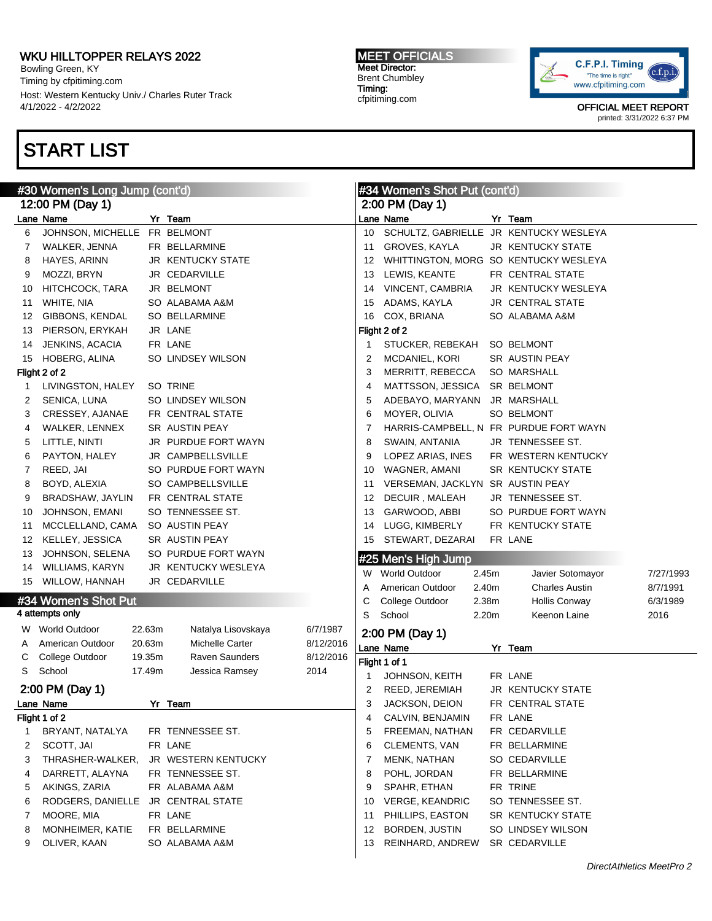# START LIST

## #30 Women's Long Jump (cont'd)

### 12:00 PM (Day 1)

| Lane | Name | Yr | Team |
|---|---|---|---|
| 6 | JOHNSON, MICHELLE | FR | BELMONT |
| 7 | WALKER, JENNA | FR | BELLARMINE |
| 8 | HAYES, ARINN | JR | KENTUCKY STATE |
| 9 | MOZZI, BRYN | JR | CEDARVILLE |
| 10 | HITCHCOCK, TARA | JR | BELMONT |
| 11 | WHITE, NIA | SO | ALABAMA A&M |
| 12 | GIBBONS, KENDAL | SO | BELLARMINE |
| 13 | PIERSON, ERYKAH | JR | LANE |
| 14 | JENKINS, ACACIA | FR | LANE |
| 15 | HOBERG, ALINA | SO | LINDSEY WILSON |

**Flight 2 of 2**

| Lane | Name | Yr | Team |
|---|---|---|---|
| 1 | LIVINGSTON, HALEY | SO | TRINE |
| 2 | SENICA, LUNA | SO | LINDSEY WILSON |
| 3 | CRESSEY, AJANAE | FR | CENTRAL STATE |
| 4 | WALKER, LENNEX | SR | AUSTIN PEAY |
| 5 | LITTLE, NINTI | JR | PURDUE FORT WAYN |
| 6 | PAYTON, HALEY | JR | CAMPBELLSVILLE |
| 7 | REED, JAI | SO | PURDUE FORT WAYN |
| 8 | BOYD, ALEXIA | SO | CAMPBELLSVILLE |
| 9 | BRADSHAW, JAYLIN | FR | CENTRAL STATE |
| 10 | JOHNSON, EMANI | SO | TENNESSEE ST. |
| 11 | MCCLELLAND, CAMA | SO | AUSTIN PEAY |
| 12 | KELLEY, JESSICA | SR | AUSTIN PEAY |
| 13 | JOHNSON, SELENA | SO | PURDUE FORT WAYN |
| 14 | WILLIAMS, KARYN | JR | KENTUCKY WESLEYA |
| 15 | WILLOW, HANNAH | JR | CEDARVILLE |

## #34 Women's Shot Put

4 attempts only

| | | | | |
|---|---|---|---|---|
| W | World Outdoor | 22.63m | Natalya Lisovskaya | 6/7/1987 |
| A | American Outdoor | 20.63m | Michelle Carter | 8/12/2016 |
| C | College Outdoor | 19.35m | Raven Saunders | 8/12/2016 |
| S | School | 17.49m | Jessica Ramsey | 2014 |

### 2:00 PM (Day 1)

**Flight 1 of 2**

| Lane | Name | Yr | Team |
|---|---|---|---|
| 1 | BRYANT, NATALYA | FR | TENNESSEE ST. |
| 2 | SCOTT, JAI | FR | LANE |
| 3 | THRASHER-WALKER, | JR | WESTERN KENTUCKY |
| 4 | DARRETT, ALAYNA | FR | TENNESSEE ST. |
| 5 | AKINGS, ZARIA | FR | ALABAMA A&M |
| 6 | RODGERS, DANIELLE | JR | CENTRAL STATE |
| 7 | MOORE, MIA | FR | LANE |
| 8 | MONHEIMER, KATIE | FR | BELLARMINE |
| 9 | OLIVER, KAAN | SO | ALABAMA A&M |

## #34 Women's Shot Put (cont'd)

### 2:00 PM (Day 1)

| Lane | Name | Yr | Team |
|---|---|---|---|
| 10 | SCHULTZ, GABRIELLE | JR | KENTUCKY WESLEYA |
| 11 | GROVES, KAYLA | JR | KENTUCKY STATE |
| 12 | WHITTINGTON, MORG | SO | KENTUCKY WESLEYA |
| 13 | LEWIS, KEANTE | FR | CENTRAL STATE |
| 14 | VINCENT, CAMBRIA | JR | KENTUCKY WESLEYA |
| 15 | ADAMS, KAYLA | JR | CENTRAL STATE |
| 16 | COX, BRIANA | SO | ALABAMA A&M |

**Flight 2 of 2**

| Lane | Name | Yr | Team |
|---|---|---|---|
| 1 | STUCKER, REBEKAH | SO | BELMONT |
| 2 | MCDANIEL, KORI | SR | AUSTIN PEAY |
| 3 | MERRITT, REBECCA | SO | MARSHALL |
| 4 | MATTSSON, JESSICA | SR | BELMONT |
| 5 | ADEBAYO, MARYANN | JR | MARSHALL |
| 6 | MOYER, OLIVIA | SO | BELMONT |
| 7 | HARRIS-CAMPBELL, N | FR | PURDUE FORT WAYN |
| 8 | SWAIN, ANTANIA | JR | TENNESSEE ST. |
| 9 | LOPEZ ARIAS, INES | FR | WESTERN KENTUCKY |
| 10 | WAGNER, AMANI | SR | KENTUCKY STATE |
| 11 | VERSEMAN, JACKLYN | SR | AUSTIN PEAY |
| 12 | DECUIR , MALEAH | JR | TENNESSEE ST. |
| 13 | GARWOOD, ABBI | SO | PURDUE FORT WAYN |
| 14 | LUGG, KIMBERLY | FR | KENTUCKY STATE |
| 15 | STEWART, DEZARAI | FR | LANE |

## #25 Men's High Jump

| | | | | |
|---|---|---|---|---|
| W | World Outdoor | 2.45m | Javier Sotomayor | 7/27/1993 |
| A | American Outdoor | 2.40m | Charles Austin | 8/7/1991 |
| C | College Outdoor | 2.38m | Hollis Conway | 6/3/1989 |
| S | School | 2.20m | Keenon Laine | 2016 |

### 2:00 PM (Day 1)

**Flight 1 of 1**

| Lane | Name | Yr | Team |
|---|---|---|---|
| 1 | JOHNSON, KEITH | FR | LANE |
| 2 | REED, JEREMIAH | JR | KENTUCKY STATE |
| 3 | JACKSON, DEION | FR | CENTRAL STATE |
| 4 | CALVIN, BENJAMIN | FR | LANE |
| 5 | FREEMAN, NATHAN | FR | CEDARVILLE |
| 6 | CLEMENTS, VAN | FR | BELLARMINE |
| 7 | MENK, NATHAN | SO | CEDARVILLE |
| 8 | POHL, JORDAN | FR | BELLARMINE |
| 9 | SPAHR, ETHAN | FR | TRINE |
| 10 | VERGE, KEANDRIC | SO | TENNESSEE ST. |
| 11 | PHILLIPS, EASTON | SR | KENTUCKY STATE |
| 12 | BORDEN, JUSTIN | SO | LINDSEY WILSON |
| 13 | REINHARD, ANDREW | SR | CEDARVILLE |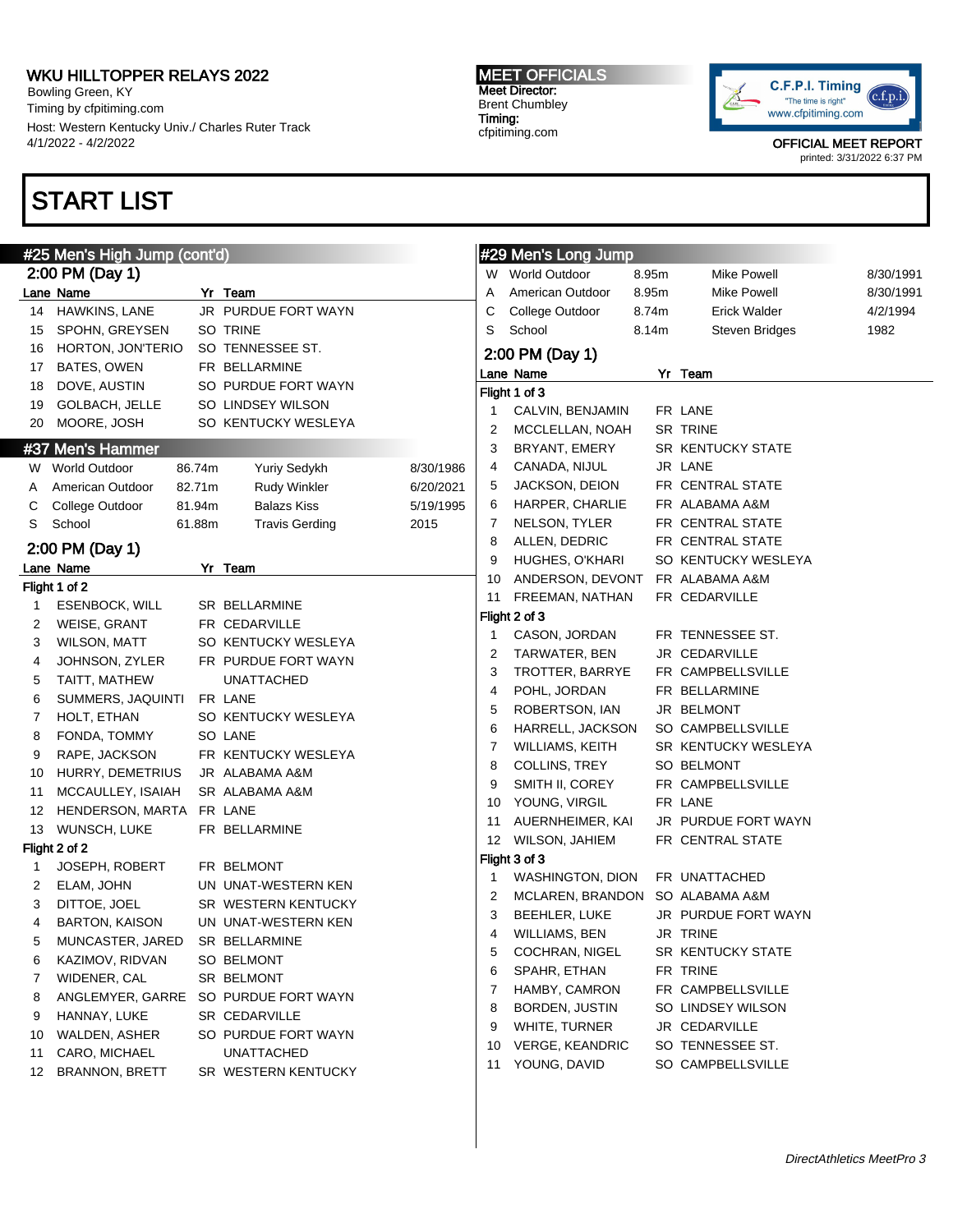WKU HILLTOPPER RELAYS 2022
Bowling Green, KY
Timing by cfpitiming.com
Host: Western Kentucky Univ./ Charles Ruter Track
4/1/2022 - 4/2/2022

MEET OFFICIALS
Meet Director:
Brent Chumbley
Timing:
cfpitiming.com

OFFICIAL MEET REPORT
printed: 3/31/2022 6:37 PM

# START LIST

## #25 Men's High Jump (cont'd)

### 2:00 PM (Day 1)

| Lane | Name | Yr | Team |
|---|---|---|---|
| 14 | HAWKINS, LANE | JR | PURDUE FORT WAYN |
| 15 | SPOHN, GREYSEN | SO | TRINE |
| 16 | HORTON, JON'TERIO | SO | TENNESSEE ST. |
| 17 | BATES, OWEN | FR | BELLARMINE |
| 18 | DOVE, AUSTIN | SO | PURDUE FORT WAYN |
| 19 | GOLBACH, JELLE | SO | LINDSEY WILSON |
| 20 | MOORE, JOSH | SO | KENTUCKY WESLEYA |

## #37 Men's Hammer

| | | | | |
|---|---|---|---|---|
| W | World Outdoor | 86.74m | Yuriy Sedykh | 8/30/1986 |
| A | American Outdoor | 82.71m | Rudy Winkler | 6/20/2021 |
| C | College Outdoor | 81.94m | Balazs Kiss | 5/19/1995 |
| S | School | 61.88m | Travis Gerding | 2015 |

### 2:00 PM (Day 1)

| Lane | Name | Yr | Team |
|---|---|---|---|
| **Flight 1 of 2** | | | |
| 1 | ESENBOCK, WILL | SR | BELLARMINE |
| 2 | WEISE, GRANT | FR | CEDARVILLE |
| 3 | WILSON, MATT | SO | KENTUCKY WESLEYA |
| 4 | JOHNSON, ZYLER | FR | PURDUE FORT WAYN |
| 5 | TAITT, MATHEW | | UNATTACHED |
| 6 | SUMMERS, JAQUINTI | FR | LANE |
| 7 | HOLT, ETHAN | SO | KENTUCKY WESLEYA |
| 8 | FONDA, TOMMY | SO | LANE |
| 9 | RAPE, JACKSON | FR | KENTUCKY WESLEYA |
| 10 | HURRY, DEMETRIUS | JR | ALABAMA A&M |
| 11 | MCCAULLEY, ISAIAH | SR | ALABAMA A&M |
| 12 | HENDERSON, MARTA | FR | LANE |
| 13 | WUNSCH, LUKE | FR | BELLARMINE |
| **Flight 2 of 2** | | | |
| 1 | JOSEPH, ROBERT | FR | BELMONT |
| 2 | ELAM, JOHN | UN | UNAT-WESTERN KEN |
| 3 | DITTOE, JOEL | SR | WESTERN KENTUCKY |
| 4 | BARTON, KAISON | UN | UNAT-WESTERN KEN |
| 5 | MUNCASTER, JARED | SR | BELLARMINE |
| 6 | KAZIMOV, RIDVAN | SO | BELMONT |
| 7 | WIDENER, CAL | SR | BELMONT |
| 8 | ANGLEMYER, GARRE | SO | PURDUE FORT WAYN |
| 9 | HANNAY, LUKE | SR | CEDARVILLE |
| 10 | WALDEN, ASHER | SO | PURDUE FORT WAYN |
| 11 | CARO, MICHAEL | | UNATTACHED |
| 12 | BRANNON, BRETT | SR | WESTERN KENTUCKY |

## #29 Men's Long Jump

| | | | | |
|---|---|---|---|---|
| W | World Outdoor | 8.95m | Mike Powell | 8/30/1991 |
| A | American Outdoor | 8.95m | Mike Powell | 8/30/1991 |
| C | College Outdoor | 8.74m | Erick Walder | 4/2/1994 |
| S | School | 8.14m | Steven Bridges | 1982 |

### 2:00 PM (Day 1)

| Lane | Name | Yr | Team |
|---|---|---|---|
| **Flight 1 of 3** | | | |
| 1 | CALVIN, BENJAMIN | FR | LANE |
| 2 | MCCLELLAN, NOAH | SR | TRINE |
| 3 | BRYANT, EMERY | SR | KENTUCKY STATE |
| 4 | CANADA, NIJUL | JR | LANE |
| 5 | JACKSON, DEION | FR | CENTRAL STATE |
| 6 | HARPER, CHARLIE | FR | ALABAMA A&M |
| 7 | NELSON, TYLER | FR | CENTRAL STATE |
| 8 | ALLEN, DEDRIC | FR | CENTRAL STATE |
| 9 | HUGHES, O'KHARI | SO | KENTUCKY WESLEYA |
| 10 | ANDERSON, DEVONT | FR | ALABAMA A&M |
| 11 | FREEMAN, NATHAN | FR | CEDARVILLE |
| **Flight 2 of 3** | | | |
| 1 | CASON, JORDAN | FR | TENNESSEE ST. |
| 2 | TARWATER, BEN | JR | CEDARVILLE |
| 3 | TROTTER, BARRYE | FR | CAMPBELLSVILLE |
| 4 | POHL, JORDAN | FR | BELLARMINE |
| 5 | ROBERTSON, IAN | JR | BELMONT |
| 6 | HARRELL, JACKSON | SO | CAMPBELLSVILLE |
| 7 | WILLIAMS, KEITH | SR | KENTUCKY WESLEYA |
| 8 | COLLINS, TREY | SO | BELMONT |
| 9 | SMITH II, COREY | FR | CAMPBELLSVILLE |
| 10 | YOUNG, VIRGIL | FR | LANE |
| 11 | AUERNHEIMER, KAI | JR | PURDUE FORT WAYN |
| 12 | WILSON, JAHIEM | FR | CENTRAL STATE |
| **Flight 3 of 3** | | | |
| 1 | WASHINGTON, DION | FR | UNATTACHED |
| 2 | MCLAREN, BRANDON | SO | ALABAMA A&M |
| 3 | BEEHLER, LUKE | JR | PURDUE FORT WAYN |
| 4 | WILLIAMS, BEN | JR | TRINE |
| 5 | COCHRAN, NIGEL | SR | KENTUCKY STATE |
| 6 | SPAHR, ETHAN | FR | TRINE |
| 7 | HAMBY, CAMRON | FR | CAMPBELLSVILLE |
| 8 | BORDEN, JUSTIN | SO | LINDSEY WILSON |
| 9 | WHITE, TURNER | JR | CEDARVILLE |
| 10 | VERGE, KEANDRIC | SO | TENNESSEE ST. |
| 11 | YOUNG, DAVID | SO | CAMPBELLSVILLE |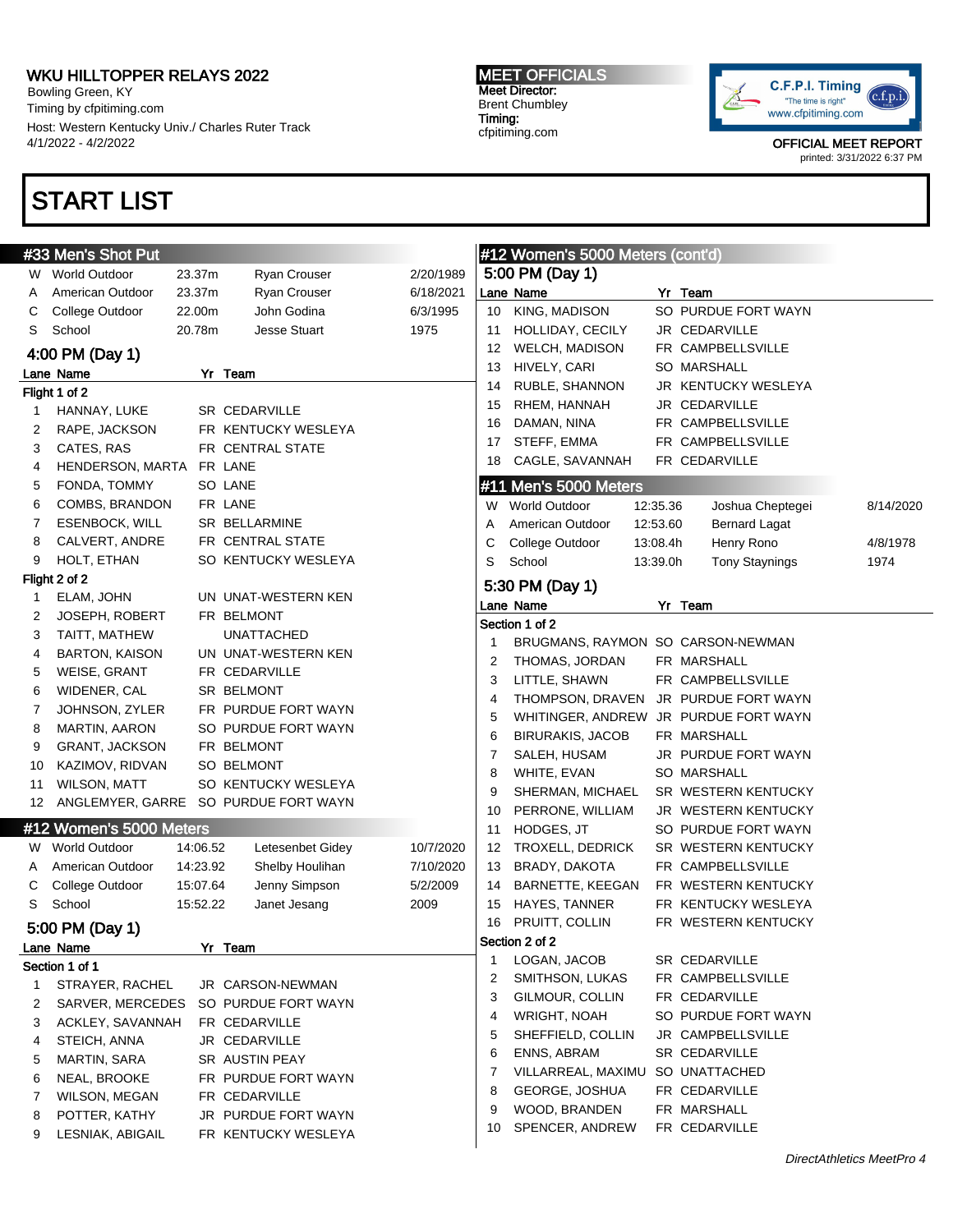WKU HILLTOPPER RELAYS 2022
Bowling Green, KY
Timing by cfpitiming.com
Host: Western Kentucky Univ./ Charles Ruter Track
4/1/2022 - 4/2/2022

MEET OFFICIALS
Meet Director:
Brent Chumbley
Timing:
cfpitiming.com

OFFICIAL MEET REPORT
printed: 3/31/2022 6:37 PM

# START LIST

## #33 Men's Shot Put

| | | | | |
|---|---|---|---|---|
| W | World Outdoor | 23.37m | Ryan Crouser | 2/20/1989 |
| A | American Outdoor | 23.37m | Ryan Crouser | 6/18/2021 |
| C | College Outdoor | 22.00m | John Godina | 6/3/1995 |
| S | School | 20.78m | Jesse Stuart | 1975 |

### 4:00 PM (Day 1)

**Flight 1 of 2**

| Lane | Name | Yr | Team |
|---|---|---|---|
| 1 | HANNAY, LUKE | SR | CEDARVILLE |
| 2 | RAPE, JACKSON | FR | KENTUCKY WESLEYA |
| 3 | CATES, RAS | FR | CENTRAL STATE |
| 4 | HENDERSON, MARTA | FR | LANE |
| 5 | FONDA, TOMMY | SO | LANE |
| 6 | COMBS, BRANDON | FR | LANE |
| 7 | ESENBOCK, WILL | SR | BELLARMINE |
| 8 | CALVERT, ANDRE | FR | CENTRAL STATE |
| 9 | HOLT, ETHAN | SO | KENTUCKY WESLEYA |

**Flight 2 of 2**

| Lane | Name | Yr | Team |
|---|---|---|---|
| 1 | ELAM, JOHN | UN | UNAT-WESTERN KEN |
| 2 | JOSEPH, ROBERT | FR | BELMONT |
| 3 | TAITT, MATHEW | | UNATTACHED |
| 4 | BARTON, KAISON | UN | UNAT-WESTERN KEN |
| 5 | WEISE, GRANT | FR | CEDARVILLE |
| 6 | WIDENER, CAL | SR | BELMONT |
| 7 | JOHNSON, ZYLER | FR | PURDUE FORT WAYN |
| 8 | MARTIN, AARON | SO | PURDUE FORT WAYN |
| 9 | GRANT, JACKSON | FR | BELMONT |
| 10 | KAZIMOV, RIDVAN | SO | BELMONT |
| 11 | WILSON, MATT | SO | KENTUCKY WESLEYA |
| 12 | ANGLEMYER, GARRE | SO | PURDUE FORT WAYN |

## #12 Women's 5000 Meters

| | | | | |
|---|---|---|---|---|
| W | World Outdoor | 14:06.52 | Letesenbet Gidey | 10/7/2020 |
| A | American Outdoor | 14:23.92 | Shelby Houlihan | 7/10/2020 |
| C | College Outdoor | 15:07.64 | Jenny Simpson | 5/2/2009 |
| S | School | 15:52.22 | Janet Jesang | 2009 |

### 5:00 PM (Day 1)

**Section 1 of 1**

| Lane | Name | Yr | Team |
|---|---|---|---|
| 1 | STRAYER, RACHEL | JR | CARSON-NEWMAN |
| 2 | SARVER, MERCEDES | SO | PURDUE FORT WAYN |
| 3 | ACKLEY, SAVANNAH | FR | CEDARVILLE |
| 4 | STEICH, ANNA | JR | CEDARVILLE |
| 5 | MARTIN, SARA | SR | AUSTIN PEAY |
| 6 | NEAL, BROOKE | FR | PURDUE FORT WAYN |
| 7 | WILSON, MEGAN | FR | CEDARVILLE |
| 8 | POTTER, KATHY | JR | PURDUE FORT WAYN |
| 9 | LESNIAK, ABIGAIL | FR | KENTUCKY WESLEYA |

## #12 Women's 5000 Meters (cont'd)

### 5:00 PM (Day 1)

| Lane | Name | Yr | Team |
|---|---|---|---|
| 10 | KING, MADISON | SO | PURDUE FORT WAYN |
| 11 | HOLLIDAY, CECILY | JR | CEDARVILLE |
| 12 | WELCH, MADISON | FR | CAMPBELLSVILLE |
| 13 | HIVELY, CARI | SO | MARSHALL |
| 14 | RUBLE, SHANNON | JR | KENTUCKY WESLEYA |
| 15 | RHEM, HANNAH | JR | CEDARVILLE |
| 16 | DAMAN, NINA | FR | CAMPBELLSVILLE |
| 17 | STEFF, EMMA | FR | CAMPBELLSVILLE |
| 18 | CAGLE, SAVANNAH | FR | CEDARVILLE |

## #11 Men's 5000 Meters

| | | | | |
|---|---|---|---|---|
| W | World Outdoor | 12:35.36 | Joshua Cheptegei | 8/14/2020 |
| A | American Outdoor | 12:53.60 | Bernard Lagat | |
| C | College Outdoor | 13:08.4h | Henry Rono | 4/8/1978 |
| S | School | 13:39.0h | Tony Staynings | 1974 |

### 5:30 PM (Day 1)

**Section 1 of 2**

| Lane | Name | Yr | Team |
|---|---|---|---|
| 1 | BRUGMANS, RAYMON | SO | CARSON-NEWMAN |
| 2 | THOMAS, JORDAN | FR | MARSHALL |
| 3 | LITTLE, SHAWN | FR | CAMPBELLSVILLE |
| 4 | THOMPSON, DRAVEN | JR | PURDUE FORT WAYN |
| 5 | WHITINGER, ANDREW | JR | PURDUE FORT WAYN |
| 6 | BIRURAKIS, JACOB | FR | MARSHALL |
| 7 | SALEH, HUSAM | JR | PURDUE FORT WAYN |
| 8 | WHITE, EVAN | SO | MARSHALL |
| 9 | SHERMAN, MICHAEL | SR | WESTERN KENTUCKY |
| 10 | PERRONE, WILLIAM | JR | WESTERN KENTUCKY |
| 11 | HODGES, JT | SO | PURDUE FORT WAYN |
| 12 | TROXELL, DEDRICK | SR | WESTERN KENTUCKY |
| 13 | BRADY, DAKOTA | FR | CAMPBELLSVILLE |
| 14 | BARNETTE, KEEGAN | FR | WESTERN KENTUCKY |
| 15 | HAYES, TANNER | FR | KENTUCKY WESLEYA |
| 16 | PRUITT, COLLIN | FR | WESTERN KENTUCKY |

**Section 2 of 2**

| Lane | Name | Yr | Team |
|---|---|---|---|
| 1 | LOGAN, JACOB | SR | CEDARVILLE |
| 2 | SMITHSON, LUKAS | FR | CAMPBELLSVILLE |
| 3 | GILMOUR, COLLIN | FR | CEDARVILLE |
| 4 | WRIGHT, NOAH | SO | PURDUE FORT WAYN |
| 5 | SHEFFIELD, COLLIN | JR | CAMPBELLSVILLE |
| 6 | ENNS, ABRAM | SR | CEDARVILLE |
| 7 | VILLARREAL, MAXIMU | SO | UNATTACHED |
| 8 | GEORGE, JOSHUA | FR | CEDARVILLE |
| 9 | WOOD, BRANDEN | FR | MARSHALL |
| 10 | SPENCER, ANDREW | FR | CEDARVILLE |

*DirectAthletics MeetPro 4*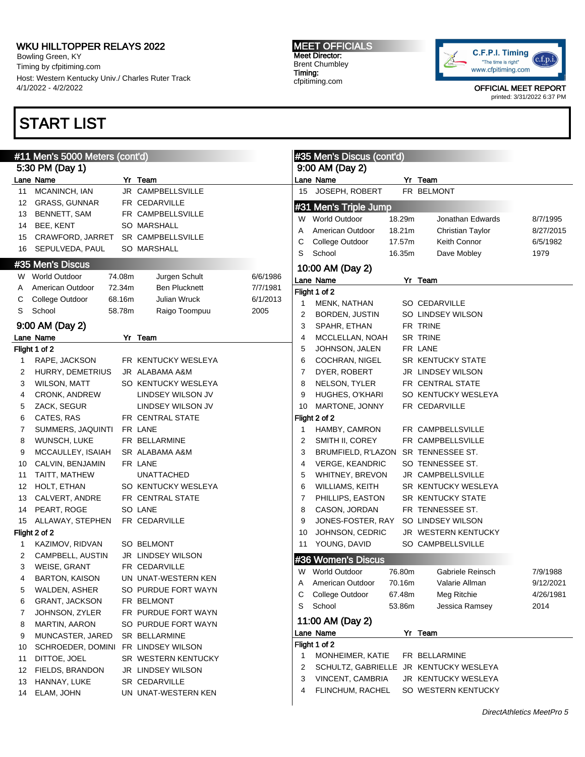# WKU HILLTOPPER RELAYS 2022

Bowling Green, KY
Timing by cfpitiming.com
Host: Western Kentucky Univ./ Charles Ruter Track
4/1/2022 - 4/2/2022

**MEET OFFICIALS**
Meet Director:
Brent Chumbley
Timing:
cfpitiming.com

OFFICIAL MEET REPORT
printed: 3/31/2022 6:37 PM

# START LIST

## #11 Men's 5000 Meters (cont'd)

### 5:30 PM (Day 1)

| Lane | Name | Yr | Team |
|---|---|---|---|
| 11 | MCANINCH, IAN | JR | CAMPBELLSVILLE |
| 12 | GRASS, GUNNAR | FR | CEDARVILLE |
| 13 | BENNETT, SAM | FR | CAMPBELLSVILLE |
| 14 | BEE, KENT | SO | MARSHALL |
| 15 | CRAWFORD, JARRET | SR | CAMPBELLSVILLE |
| 16 | SEPULVEDA, PAUL | SO | MARSHALL |

## #35 Men's Discus

| | Record | Mark | Holder | Date |
|---|---|---|---|---|
| W | World Outdoor | 74.08m | Jurgen Schult | 6/6/1986 |
| A | American Outdoor | 72.34m | Ben Plucknett | 7/7/1981 |
| C | College Outdoor | 68.16m | Julian Wruck | 6/1/2013 |
| S | School | 58.78m | Raigo Toompuu | 2005 |

### 9:00 AM (Day 2)

| Lane | Name | Yr | Team |
|---|---|---|---|
| **Flight 1 of 2** | | | |
| 1 | RAPE, JACKSON | FR | KENTUCKY WESLEYA |
| 2 | HURRY, DEMETRIUS | JR | ALABAMA A&M |
| 3 | WILSON, MATT | SO | KENTUCKY WESLEYA |
| 4 | CRONK, ANDREW | | LINDSEY WILSON JV |
| 5 | ZACK, SEGUR | | LINDSEY WILSON JV |
| 6 | CATES, RAS | FR | CENTRAL STATE |
| 7 | SUMMERS, JAQUINTI | FR | LANE |
| 8 | WUNSCH, LUKE | FR | BELLARMINE |
| 9 | MCCAULEY, ISAIAH | SR | ALABAMA A&M |
| 10 | CALVIN, BENJAMIN | FR | LANE |
| 11 | TAITT, MATHEW | | UNATTACHED |
| 12 | HOLT, ETHAN | SO | KENTUCKY WESLEYA |
| 13 | CALVERT, ANDRE | FR | CENTRAL STATE |
| 14 | PEART, ROGE | SO | LANE |
| 15 | ALLAWAY, STEPHEN | FR | CEDARVILLE |
| **Flight 2 of 2** | | | |
| 1 | KAZIMOV, RIDVAN | SO | BELMONT |
| 2 | CAMPBELL, AUSTIN | JR | LINDSEY WILSON |
| 3 | WEISE, GRANT | FR | CEDARVILLE |
| 4 | BARTON, KAISON | UN | UNAT-WESTERN KEN |
| 5 | WALDEN, ASHER | SO | PURDUE FORT WAYN |
| 6 | GRANT, JACKSON | FR | BELMONT |
| 7 | JOHNSON, ZYLER | FR | PURDUE FORT WAYN |
| 8 | MARTIN, AARON | SO | PURDUE FORT WAYN |
| 9 | MUNCASTER, JARED | SR | BELLARMINE |
| 10 | SCHROEDER, DOMINI | FR | LINDSEY WILSON |
| 11 | DITTOE, JOEL | SR | WESTERN KENTUCKY |
| 12 | FIELDS, BRANDON | JR | LINDSEY WILSON |
| 13 | HANNAY, LUKE | SR | CEDARVILLE |
| 14 | ELAM, JOHN | UN | UNAT-WESTERN KEN |

## #35 Men's Discus (cont'd)

### 9:00 AM (Day 2)

| Lane | Name | Yr | Team |
|---|---|---|---|
| 15 | JOSEPH, ROBERT | FR | BELMONT |

## #31 Men's Triple Jump

| | Record | Mark | Holder | Date |
|---|---|---|---|---|
| W | World Outdoor | 18.29m | Jonathan Edwards | 8/7/1995 |
| A | American Outdoor | 18.21m | Christian Taylor | 8/27/2015 |
| C | College Outdoor | 17.57m | Keith Connor | 6/5/1982 |
| S | School | 16.35m | Dave Mobley | 1979 |

### 10:00 AM (Day 2)

| Lane | Name | Yr | Team |
|---|---|---|---|
| **Flight 1 of 2** | | | |
| 1 | MENK, NATHAN | SO | CEDARVILLE |
| 2 | BORDEN, JUSTIN | SO | LINDSEY WILSON |
| 3 | SPAHR, ETHAN | FR | TRINE |
| 4 | MCCLELLAN, NOAH | SR | TRINE |
| 5 | JOHNSON, JALEN | FR | LANE |
| 6 | COCHRAN, NIGEL | SR | KENTUCKY STATE |
| 7 | DYER, ROBERT | JR | LINDSEY WILSON |
| 8 | NELSON, TYLER | FR | CENTRAL STATE |
| 9 | HUGHES, O'KHARI | SO | KENTUCKY WESLEYA |
| 10 | MARTONE, JONNY | FR | CEDARVILLE |
| **Flight 2 of 2** | | | |
| 1 | HAMBY, CAMRON | FR | CAMPBELLSVILLE |
| 2 | SMITH II, COREY | FR | CAMPBELLSVILLE |
| 3 | BRUMFIELD, R'LAZON | SR | TENNESSEE ST. |
| 4 | VERGE, KEANDRIC | SO | TENNESSEE ST. |
| 5 | WHITNEY, BREVON | JR | CAMPBELLSVILLE |
| 6 | WILLIAMS, KEITH | SR | KENTUCKY WESLEYA |
| 7 | PHILLIPS, EASTON | SR | KENTUCKY STATE |
| 8 | CASON, JORDAN | FR | TENNESSEE ST. |
| 9 | JONES-FOSTER, RAY | SO | LINDSEY WILSON |
| 10 | JOHNSON, CEDRIC | JR | WESTERN KENTUCKY |
| 11 | YOUNG, DAVID | SO | CAMPBELLSVILLE |

## #36 Women's Discus

| | Record | Mark | Holder | Date |
|---|---|---|---|---|
| W | World Outdoor | 76.80m | Gabriele Reinsch | 7/9/1988 |
| A | American Outdoor | 70.16m | Valarie Allman | 9/12/2021 |
| C | College Outdoor | 67.48m | Meg Ritchie | 4/26/1981 |
| S | School | 53.86m | Jessica Ramsey | 2014 |

### 11:00 AM (Day 2)

| Lane | Name | Yr | Team |
|---|---|---|---|
| **Flight 1 of 2** | | | |
| 1 | MONHEIMER, KATIE | FR | BELLARMINE |
| 2 | SCHULTZ, GABRIELLE | JR | KENTUCKY WESLEYA |
| 3 | VINCENT, CAMBRIA | JR | KENTUCKY WESLEYA |
| 4 | FLINCHUM, RACHEL | SO | WESTERN KENTUCKY |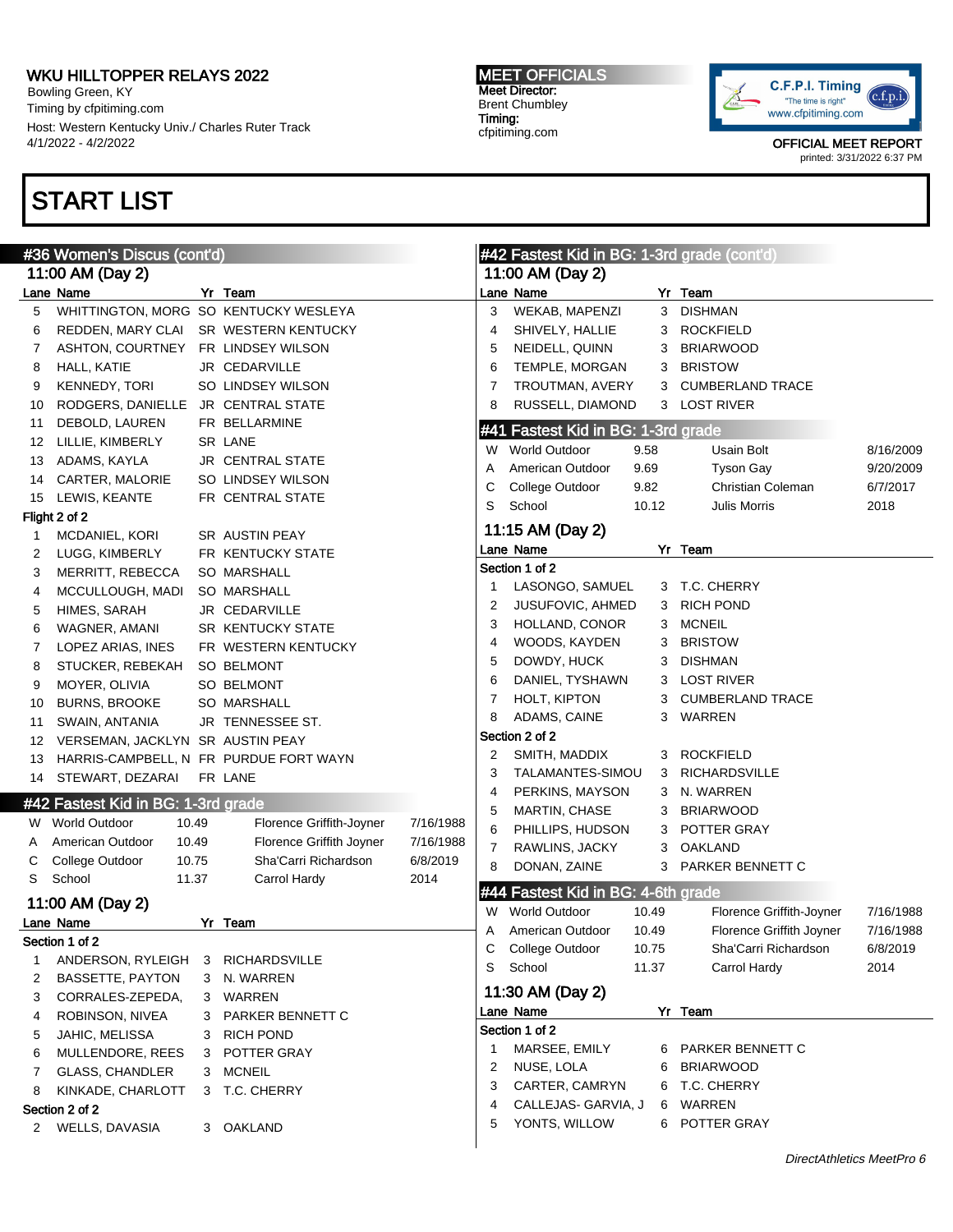# START LIST

## #36 Women's Discus (cont'd)

### 11:00 AM (Day 2)

| Lane | Name | Yr | Team |
|---|---|---|---|
| 5 | WHITTINGTON, MORG | SO | KENTUCKY WESLEYA |
| 6 | REDDEN, MARY CLAI | SR | WESTERN KENTUCKY |
| 7 | ASHTON, COURTNEY | FR | LINDSEY WILSON |
| 8 | HALL, KATIE | JR | CEDARVILLE |
| 9 | KENNEDY, TORI | SO | LINDSEY WILSON |
| 10 | RODGERS, DANIELLE | JR | CENTRAL STATE |
| 11 | DEBOLD, LAUREN | FR | BELLARMINE |
| 12 | LILLIE, KIMBERLY | SR | LANE |
| 13 | ADAMS, KAYLA | JR | CENTRAL STATE |
| 14 | CARTER, MALORIE | SO | LINDSEY WILSON |
| 15 | LEWIS, KEANTE | FR | CENTRAL STATE |

**Flight 2 of 2**

| Lane | Name | Yr | Team |
|---|---|---|---|
| 1 | MCDANIEL, KORI | SR | AUSTIN PEAY |
| 2 | LUGG, KIMBERLY | FR | KENTUCKY STATE |
| 3 | MERRITT, REBECCA | SO | MARSHALL |
| 4 | MCCULLOUGH, MADI | SO | MARSHALL |
| 5 | HIMES, SARAH | JR | CEDARVILLE |
| 6 | WAGNER, AMANI | SR | KENTUCKY STATE |
| 7 | LOPEZ ARIAS, INES | FR | WESTERN KENTUCKY |
| 8 | STUCKER, REBEKAH | SO | BELMONT |
| 9 | MOYER, OLIVIA | SO | BELMONT |
| 10 | BURNS, BROOKE | SO | MARSHALL |
| 11 | SWAIN, ANTANIA | JR | TENNESSEE ST. |
| 12 | VERSEMAN, JACKLYN | SR | AUSTIN PEAY |
| 13 | HARRIS-CAMPBELL, N | FR | PURDUE FORT WAYN |
| 14 | STEWART, DEZARAI | FR | LANE |

## #42 Fastest Kid in BG: 1-3rd grade

| | | | | |
|---|---|---|---|---|
| W | World Outdoor | 10.49 | Florence Griffith-Joyner | 7/16/1988 |
| A | American Outdoor | 10.49 | Florence Griffith Joyner | 7/16/1988 |
| C | College Outdoor | 10.75 | Sha'Carri Richardson | 6/8/2019 |
| S | School | 11.37 | Carrol Hardy | 2014 |

### 11:00 AM (Day 2)

**Section 1 of 2**

| Lane | Name | Yr | Team |
|---|---|---|---|
| 1 | ANDERSON, RYLEIGH | 3 | RICHARDSVILLE |
| 2 | BASSETTE, PAYTON | 3 | N. WARREN |
| 3 | CORRALES-ZEPEDA, | 3 | WARREN |
| 4 | ROBINSON, NIVEA | 3 | PARKER BENNETT C |
| 5 | JAHIC, MELISSA | 3 | RICH POND |
| 6 | MULLENDORE, REES | 3 | POTTER GRAY |
| 7 | GLASS, CHANDLER | 3 | MCNEIL |
| 8 | KINKADE, CHARLOTT | 3 | T.C. CHERRY |

**Section 2 of 2**

| Lane | Name | Yr | Team |
|---|---|---|---|
| 2 | WELLS, DAVASIA | 3 | OAKLAND |

## #42 Fastest Kid in BG: 1-3rd grade (cont'd)

### 11:00 AM (Day 2)

| Lane | Name | Yr | Team |
|---|---|---|---|
| 3 | WEKAB, MAPENZI | 3 | DISHMAN |
| 4 | SHIVELY, HALLIE | 3 | ROCKFIELD |
| 5 | NEIDELL, QUINN | 3 | BRIARWOOD |
| 6 | TEMPLE, MORGAN | 3 | BRISTOW |
| 7 | TROUTMAN, AVERY | 3 | CUMBERLAND TRACE |
| 8 | RUSSELL, DIAMOND | 3 | LOST RIVER |

## #41 Fastest Kid in BG: 1-3rd grade

| | | | | |
|---|---|---|---|---|
| W | World Outdoor | 9.58 | Usain Bolt | 8/16/2009 |
| A | American Outdoor | 9.69 | Tyson Gay | 9/20/2009 |
| C | College Outdoor | 9.82 | Christian Coleman | 6/7/2017 |
| S | School | 10.12 | Julis Morris | 2018 |

### 11:15 AM (Day 2)

**Section 1 of 2**

| Lane | Name | Yr | Team |
|---|---|---|---|
| 1 | LASONGO, SAMUEL | 3 | T.C. CHERRY |
| 2 | JUSUFOVIC, AHMED | 3 | RICH POND |
| 3 | HOLLAND, CONOR | 3 | MCNEIL |
| 4 | WOODS, KAYDEN | 3 | BRISTOW |
| 5 | DOWDY, HUCK | 3 | DISHMAN |
| 6 | DANIEL, TYSHAWN | 3 | LOST RIVER |
| 7 | HOLT, KIPTON | 3 | CUMBERLAND TRACE |
| 8 | ADAMS, CAINE | 3 | WARREN |

**Section 2 of 2**

| Lane | Name | Yr | Team |
|---|---|---|---|
| 2 | SMITH, MADDIX | 3 | ROCKFIELD |
| 3 | TALAMANTES-SIMOU | 3 | RICHARDSVILLE |
| 4 | PERKINS, MAYSON | 3 | N. WARREN |
| 5 | MARTIN, CHASE | 3 | BRIARWOOD |
| 6 | PHILLIPS, HUDSON | 3 | POTTER GRAY |
| 7 | RAWLINS, JACKY | 3 | OAKLAND |
| 8 | DONAN, ZAINE | 3 | PARKER BENNETT C |

## #44 Fastest Kid in BG: 4-6th grade

| | | | | |
|---|---|---|---|---|
| W | World Outdoor | 10.49 | Florence Griffith-Joyner | 7/16/1988 |
| A | American Outdoor | 10.49 | Florence Griffith Joyner | 7/16/1988 |
| C | College Outdoor | 10.75 | Sha'Carri Richardson | 6/8/2019 |
| S | School | 11.37 | Carrol Hardy | 2014 |

### 11:30 AM (Day 2)

**Section 1 of 2**

| Lane | Name | Yr | Team |
|---|---|---|---|
| 1 | MARSEE, EMILY | 6 | PARKER BENNETT C |
| 2 | NUSE, LOLA | 6 | BRIARWOOD |
| 3 | CARTER, CAMRYN | 6 | T.C. CHERRY |
| 4 | CALLEJAS- GARVIA, J | 6 | WARREN |
| 5 | YONTS, WILLOW | 6 | POTTER GRAY |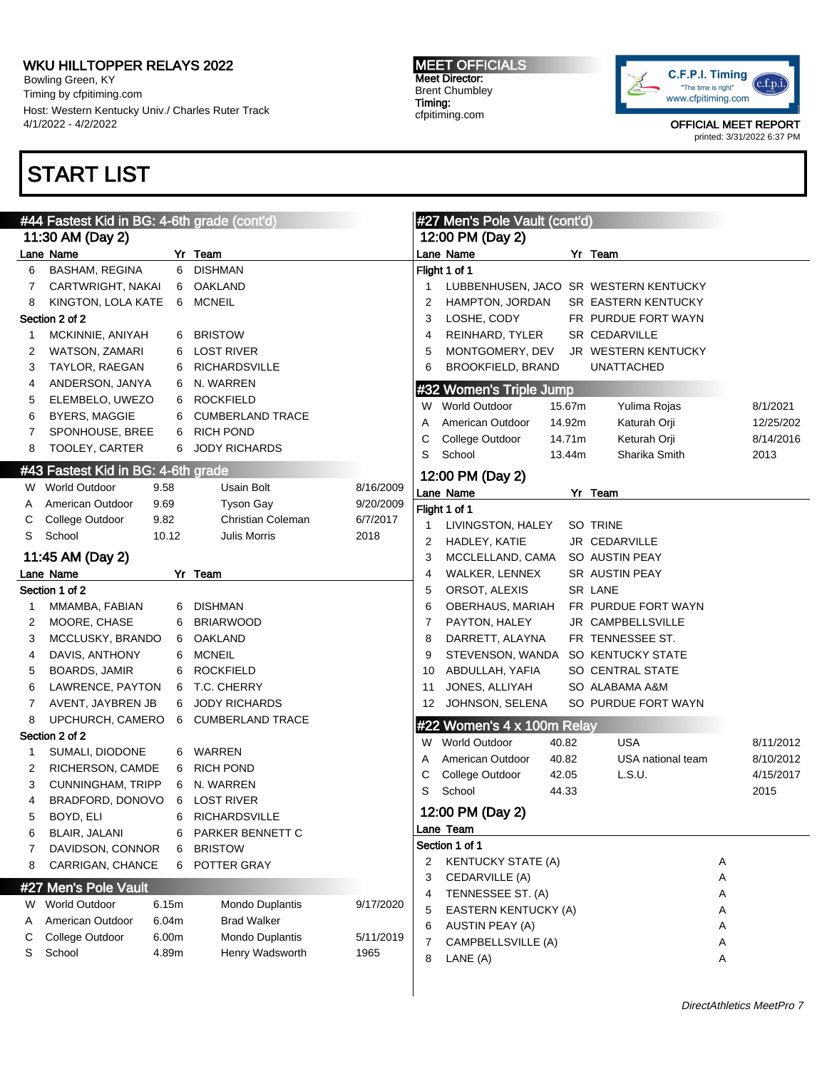# START LIST

## #44 Fastest Kid in BG: 4-6th grade (cont'd)

### 11:30 AM (Day 2)

| Lane | Name | Yr | Team |
|---|---|---|---|
| 6 | BASHAM, REGINA | 6 | DISHMAN |
| 7 | CARTWRIGHT, NAKAI | 6 | OAKLAND |
| 8 | KINGTON, LOLA KATE | 6 | MCNEIL |
| **Section 2 of 2** | | | |
| 1 | MCKINNIE, ANIYAH | 6 | BRISTOW |
| 2 | WATSON, ZAMARI | 6 | LOST RIVER |
| 3 | TAYLOR, RAEGAN | 6 | RICHARDSVILLE |
| 4 | ANDERSON, JANYA | 6 | N. WARREN |
| 5 | ELEMBELO, UWEZO | 6 | ROCKFIELD |
| 6 | BYERS, MAGGIE | 6 | CUMBERLAND TRACE |
| 7 | SPONHOUSE, BREE | 6 | RICH POND |
| 8 | TOOLEY, CARTER | 6 | JODY RICHARDS |

## #43 Fastest Kid in BG: 4-6th grade

| | | | | |
|---|---|---|---|---|
| W | World Outdoor | 9.58 | Usain Bolt | 8/16/2009 |
| A | American Outdoor | 9.69 | Tyson Gay | 9/20/2009 |
| C | College Outdoor | 9.82 | Christian Coleman | 6/7/2017 |
| S | School | 10.12 | Julis Morris | 2018 |

### 11:45 AM (Day 2)

| Lane | Name | Yr | Team |
|---|---|---|---|
| **Section 1 of 2** | | | |
| 1 | MMAMBA, FABIAN | 6 | DISHMAN |
| 2 | MOORE, CHASE | 6 | BRIARWOOD |
| 3 | MCCLUSKY, BRANDO | 6 | OAKLAND |
| 4 | DAVIS, ANTHONY | 6 | MCNEIL |
| 5 | BOARDS, JAMIR | 6 | ROCKFIELD |
| 6 | LAWRENCE, PAYTON | 6 | T.C. CHERRY |
| 7 | AVENT, JAYBREN JB | 6 | JODY RICHARDS |
| 8 | UPCHURCH, CAMERO | 6 | CUMBERLAND TRACE |
| **Section 2 of 2** | | | |
| 1 | SUMALI, DIODONE | 6 | WARREN |
| 2 | RICHERSON, CAMDE | 6 | RICH POND |
| 3 | CUNNINGHAM, TRIPP | 6 | N. WARREN |
| 4 | BRADFORD, DONOVO | 6 | LOST RIVER |
| 5 | BOYD, ELI | 6 | RICHARDSVILLE |
| 6 | BLAIR, JALANI | 6 | PARKER BENNETT C |
| 7 | DAVIDSON, CONNOR | 6 | BRISTOW |
| 8 | CARRIGAN, CHANCE | 6 | POTTER GRAY |

## #27 Men's Pole Vault

| | | | | |
|---|---|---|---|---|
| W | World Outdoor | 6.15m | Mondo Duplantis | 9/17/2020 |
| A | American Outdoor | 6.04m | Brad Walker | |
| C | College Outdoor | 6.00m | Mondo Duplantis | 5/11/2019 |
| S | School | 4.89m | Henry Wadsworth | 1965 |

## #27 Men's Pole Vault (cont'd)

### 12:00 PM (Day 2)

| Lane | Name | Yr | Team |
|---|---|---|---|
| **Flight 1 of 1** | | | |
| 1 | LUBBENHUSEN, JACO | SR | WESTERN KENTUCKY |
| 2 | HAMPTON, JORDAN | SR | EASTERN KENTUCKY |
| 3 | LOSHE, CODY | FR | PURDUE FORT WAYN |
| 4 | REINHARD, TYLER | SR | CEDARVILLE |
| 5 | MONTGOMERY, DEV | JR | WESTERN KENTUCKY |
| 6 | BROOKFIELD, BRAND | | UNATTACHED |

## #32 Women's Triple Jump

| | | | | |
|---|---|---|---|---|
| W | World Outdoor | 15.67m | Yulima Rojas | 8/1/2021 |
| A | American Outdoor | 14.92m | Katurah Orji | 12/25/202 |
| C | College Outdoor | 14.71m | Keturah Orji | 8/14/2016 |
| S | School | 13.44m | Sharika Smith | 2013 |

### 12:00 PM (Day 2)

| Lane | Name | Yr | Team |
|---|---|---|---|
| **Flight 1 of 1** | | | |
| 1 | LIVINGSTON, HALEY | SO | TRINE |
| 2 | HADLEY, KATIE | JR | CEDARVILLE |
| 3 | MCCLELLAND, CAMA | SO | AUSTIN PEAY |
| 4 | WALKER, LENNEX | SR | AUSTIN PEAY |
| 5 | ORSOT, ALEXIS | SR | LANE |
| 6 | OBERHAUS, MARIAH | FR | PURDUE FORT WAYN |
| 7 | PAYTON, HALEY | JR | CAMPBELLSVILLE |
| 8 | DARRETT, ALAYNA | FR | TENNESSEE ST. |
| 9 | STEVENSON, WANDA | SO | KENTUCKY STATE |
| 10 | ABDULLAH, YAFIA | SO | CENTRAL STATE |
| 11 | JONES, ALLIYAH | SO | ALABAMA A&M |
| 12 | JOHNSON, SELENA | SO | PURDUE FORT WAYN |

## #22 Women's 4 x 100m Relay

| | | | | |
|---|---|---|---|---|
| W | World Outdoor | 40.82 | USA | 8/11/2012 |
| A | American Outdoor | 40.82 | USA national team | 8/10/2012 |
| C | College Outdoor | 42.05 | L.S.U. | 4/15/2017 |
| S | School | 44.33 | | 2015 |

### 12:00 PM (Day 2)

| Lane | Team | |
|---|---|---|
| **Section 1 of 1** | | |
| 2 | KENTUCKY STATE (A) | A |
| 3 | CEDARVILLE (A) | A |
| 4 | TENNESSEE ST. (A) | A |
| 5 | EASTERN KENTUCKY (A) | A |
| 6 | AUSTIN PEAY (A) | A |
| 7 | CAMPBELLSVILLE (A) | A |
| 8 | LANE (A) | A |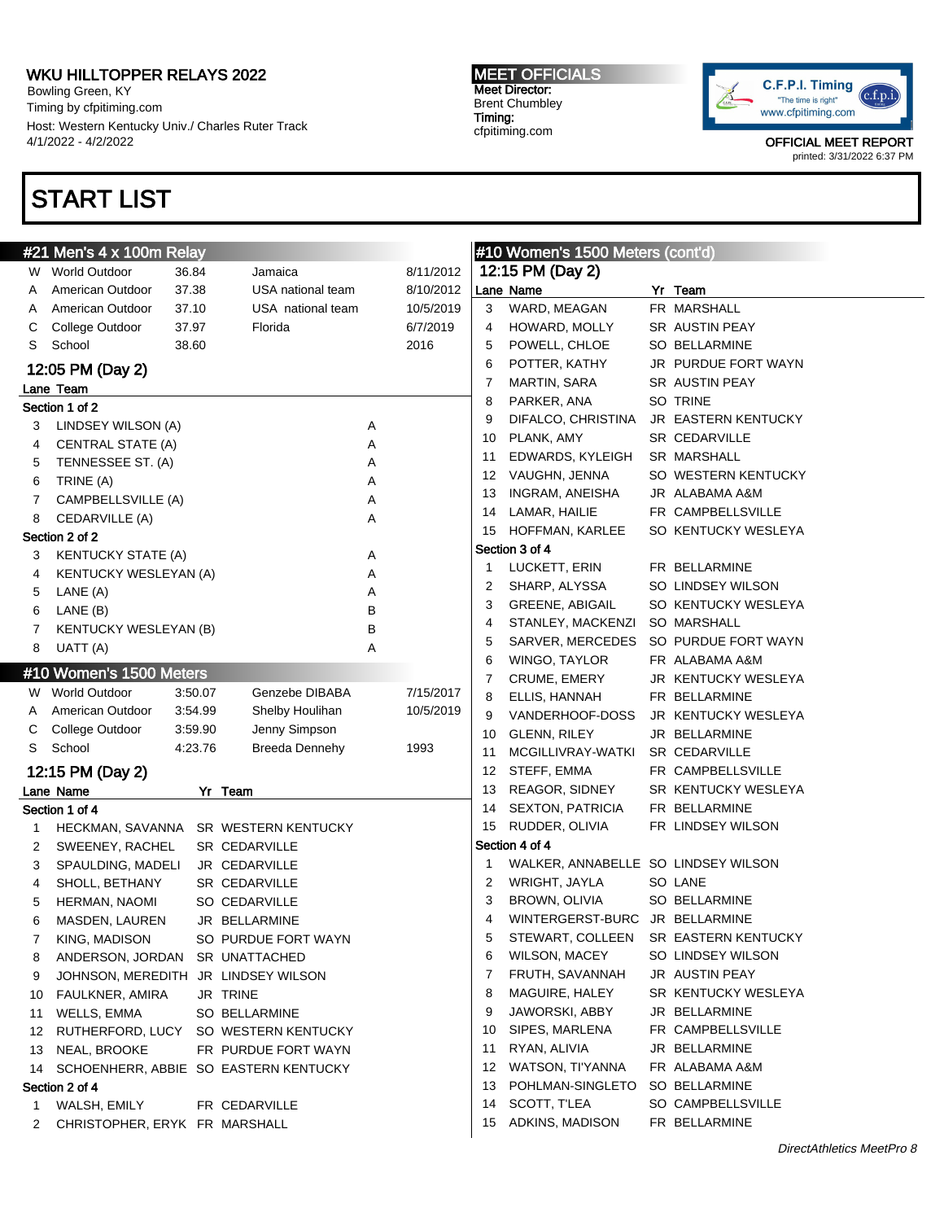# WKU HILLTOPPER RELAYS 2022

Bowling Green, KY
Timing by cfpitiming.com
Host: Western Kentucky Univ./ Charles Ruter Track
4/1/2022 - 4/2/2022

**MEET OFFICIALS**
Meet Director:
Brent Chumbley
Timing:
cfpitiming.com

C.F.P.I. Timing "The time is right" www.cfpitiming.com

OFFICIAL MEET REPORT
printed: 3/31/2022 6:37 PM

# START LIST

## #21 Men's 4 x 100m Relay

| | | | | |
|---|---|---|---|---|
| W | World Outdoor | 36.84 | Jamaica | 8/11/2012 |
| A | American Outdoor | 37.38 | USA national team | 8/10/2012 |
| A | American Outdoor | 37.10 | USA national team | 10/5/2019 |
| C | College Outdoor | 37.97 | Florida | 6/7/2019 |
| S | School | 38.60 | | 2016 |

### 12:05 PM (Day 2)

**Section 1 of 2**

| Lane | Team | |
|---|---|---|
| 3 | LINDSEY WILSON (A) | A |
| 4 | CENTRAL STATE (A) | A |
| 5 | TENNESSEE ST. (A) | A |
| 6 | TRINE (A) | A |
| 7 | CAMPBELLSVILLE (A) | A |
| 8 | CEDARVILLE (A) | A |

**Section 2 of 2**

| Lane | Team | |
|---|---|---|
| 3 | KENTUCKY STATE (A) | A |
| 4 | KENTUCKY WESLEYAN (A) | A |
| 5 | LANE (A) | A |
| 6 | LANE (B) | B |
| 7 | KENTUCKY WESLEYAN (B) | B |
| 8 | UATT (A) | A |

## #10 Women's 1500 Meters

| | | | | |
|---|---|---|---|---|
| W | World Outdoor | 3:50.07 | Genzebe DIBABA | 7/15/2017 |
| A | American Outdoor | 3:54.99 | Shelby Houlihan | 10/5/2019 |
| C | College Outdoor | 3:59.90 | Jenny Simpson | |
| S | School | 4:23.76 | Breeda Dennehy | 1993 |

### 12:15 PM (Day 2)

**Section 1 of 4**

| Lane | Name | Yr | Team |
|---|---|---|---|
| 1 | HECKMAN, SAVANNA | SR | WESTERN KENTUCKY |
| 2 | SWEENEY, RACHEL | SR | CEDARVILLE |
| 3 | SPAULDING, MADELI | JR | CEDARVILLE |
| 4 | SHOLL, BETHANY | SR | CEDARVILLE |
| 5 | HERMAN, NAOMI | SO | CEDARVILLE |
| 6 | MASDEN, LAUREN | JR | BELLARMINE |
| 7 | KING, MADISON | SO | PURDUE FORT WAYN |
| 8 | ANDERSON, JORDAN | SR | UNATTACHED |
| 9 | JOHNSON, MEREDITH | JR | LINDSEY WILSON |
| 10 | FAULKNER, AMIRA | JR | TRINE |
| 11 | WELLS, EMMA | SO | BELLARMINE |
| 12 | RUTHERFORD, LUCY | SO | WESTERN KENTUCKY |
| 13 | NEAL, BROOKE | FR | PURDUE FORT WAYN |
| 14 | SCHOENHERR, ABBIE | SO | EASTERN KENTUCKY |

**Section 2 of 4**

| Lane | Name | Yr | Team |
|---|---|---|---|
| 1 | WALSH, EMILY | FR | CEDARVILLE |
| 2 | CHRISTOPHER, ERYK | FR | MARSHALL |
| 3 | WARD, MEAGAN | FR | MARSHALL |
| 4 | HOWARD, MOLLY | SR | AUSTIN PEAY |
| 5 | POWELL, CHLOE | SO | BELLARMINE |
| 6 | POTTER, KATHY | JR | PURDUE FORT WAYN |
| 7 | MARTIN, SARA | SR | AUSTIN PEAY |
| 8 | PARKER, ANA | SO | TRINE |
| 9 | DIFALCO, CHRISTINA | JR | EASTERN KENTUCKY |
| 10 | PLANK, AMY | SR | CEDARVILLE |
| 11 | EDWARDS, KYLEIGH | SR | MARSHALL |
| 12 | VAUGHN, JENNA | SO | WESTERN KENTUCKY |
| 13 | INGRAM, ANEISHA | JR | ALABAMA A&M |
| 14 | LAMAR, HAILIE | FR | CAMPBELLSVILLE |
| 15 | HOFFMAN, KARLEE | SO | KENTUCKY WESLEYA |

**Section 3 of 4**

| Lane | Name | Yr | Team |
|---|---|---|---|
| 1 | LUCKETT, ERIN | FR | BELLARMINE |
| 2 | SHARP, ALYSSA | SO | LINDSEY WILSON |
| 3 | GREENE, ABIGAIL | SO | KENTUCKY WESLEYA |
| 4 | STANLEY, MACKENZI | SO | MARSHALL |
| 5 | SARVER, MERCEDES | SO | PURDUE FORT WAYN |
| 6 | WINGO, TAYLOR | FR | ALABAMA A&M |
| 7 | CRUME, EMERY | JR | KENTUCKY WESLEYA |
| 8 | ELLIS, HANNAH | FR | BELLARMINE |
| 9 | VANDERHOOF-DOSS | JR | KENTUCKY WESLEYA |
| 10 | GLENN, RILEY | JR | BELLARMINE |
| 11 | MCGILLIVRAY-WATKI | SR | CEDARVILLE |
| 12 | STEFF, EMMA | FR | CAMPBELLSVILLE |
| 13 | REAGOR, SIDNEY | SR | KENTUCKY WESLEYA |
| 14 | SEXTON, PATRICIA | FR | BELLARMINE |
| 15 | RUDDER, OLIVIA | FR | LINDSEY WILSON |

**Section 4 of 4**

| Lane | Name | Yr | Team |
|---|---|---|---|
| 1 | WALKER, ANNABELLE | SO | LINDSEY WILSON |
| 2 | WRIGHT, JAYLA | SO | LANE |
| 3 | BROWN, OLIVIA | SO | BELLARMINE |
| 4 | WINTERGERST-BURC | JR | BELLARMINE |
| 5 | STEWART, COLLEEN | SR | EASTERN KENTUCKY |
| 6 | WILSON, MACEY | SO | LINDSEY WILSON |
| 7 | FRUTH, SAVANNAH | JR | AUSTIN PEAY |
| 8 | MAGUIRE, HALEY | SR | KENTUCKY WESLEYA |
| 9 | JAWORSKI, ABBY | JR | BELLARMINE |
| 10 | SIPES, MARLENA | FR | CAMPBELLSVILLE |
| 11 | RYAN, ALIVIA | JR | BELLARMINE |
| 12 | WATSON, TI'YANNA | FR | ALABAMA A&M |
| 13 | POHLMAN-SINGLETO | SO | BELLARMINE |
| 14 | SCOTT, T'LEA | SO | CAMPBELLSVILLE |
| 15 | ADKINS, MADISON | FR | BELLARMINE |

*DirectAthletics MeetPro 8*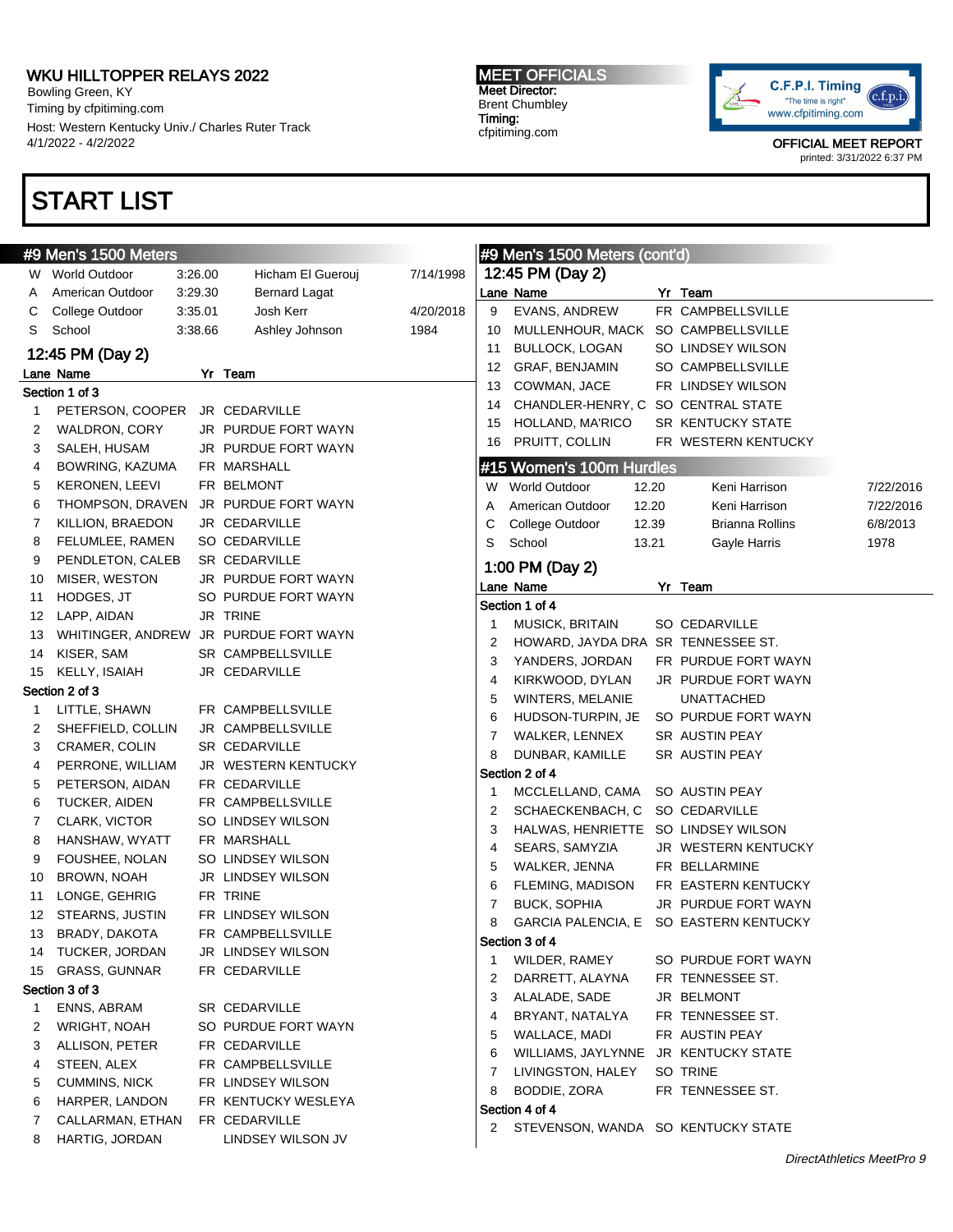# WKU HILLTOPPER RELAYS 2022

Bowling Green, KY
Timing by cfpitiming.com
Host: Western Kentucky Univ./ Charles Ruter Track
4/1/2022 - 4/2/2022

**MEET OFFICIALS**
Meet Director:
Brent Chumbley
Timing:
cfpitiming.com

OFFICIAL MEET REPORT
printed: 3/31/2022 6:37 PM

# START LIST

## #9 Men's 1500 Meters

| | | | | |
|---|---|---|---|---|
| W | World Outdoor | 3:26.00 | Hicham El Guerouj | 7/14/1998 |
| A | American Outdoor | 3:29.30 | Bernard Lagat | |
| C | College Outdoor | 3:35.01 | Josh Kerr | 4/20/2018 |
| S | School | 3:38.66 | Ashley Johnson | 1984 |

### 12:45 PM (Day 2)

**Section 1 of 3**

| Lane | Name | Yr | Team |
|---|---|---|---|
| 1 | PETERSON, COOPER | JR | CEDARVILLE |
| 2 | WALDRON, CORY | JR | PURDUE FORT WAYN |
| 3 | SALEH, HUSAM | JR | PURDUE FORT WAYN |
| 4 | BOWRING, KAZUMA | FR | MARSHALL |
| 5 | KERONEN, LEEVI | FR | BELMONT |
| 6 | THOMPSON, DRAVEN | JR | PURDUE FORT WAYN |
| 7 | KILLION, BRAEDON | JR | CEDARVILLE |
| 8 | FELUMLEE, RAMEN | SO | CEDARVILLE |
| 9 | PENDLETON, CALEB | SR | CEDARVILLE |
| 10 | MISER, WESTON | JR | PURDUE FORT WAYN |
| 11 | HODGES, JT | SO | PURDUE FORT WAYN |
| 12 | LAPP, AIDAN | JR | TRINE |
| 13 | WHITINGER, ANDREW | JR | PURDUE FORT WAYN |
| 14 | KISER, SAM | SR | CAMPBELLSVILLE |
| 15 | KELLY, ISAIAH | JR | CEDARVILLE |

**Section 2 of 3**

| Lane | Name | Yr | Team |
|---|---|---|---|
| 1 | LITTLE, SHAWN | FR | CAMPBELLSVILLE |
| 2 | SHEFFIELD, COLLIN | JR | CAMPBELLSVILLE |
| 3 | CRAMER, COLIN | SR | CEDARVILLE |
| 4 | PERRONE, WILLIAM | JR | WESTERN KENTUCKY |
| 5 | PETERSON, AIDAN | FR | CEDARVILLE |
| 6 | TUCKER, AIDEN | FR | CAMPBELLSVILLE |
| 7 | CLARK, VICTOR | SO | LINDSEY WILSON |
| 8 | HANSHAW, WYATT | FR | MARSHALL |
| 9 | FOUSHEE, NOLAN | SO | LINDSEY WILSON |
| 10 | BROWN, NOAH | JR | LINDSEY WILSON |
| 11 | LONGE, GEHRIG | FR | TRINE |
| 12 | STEARNS, JUSTIN | FR | LINDSEY WILSON |
| 13 | BRADY, DAKOTA | FR | CAMPBELLSVILLE |
| 14 | TUCKER, JORDAN | JR | LINDSEY WILSON |
| 15 | GRASS, GUNNAR | FR | CEDARVILLE |

**Section 3 of 3**

| Lane | Name | Yr | Team |
|---|---|---|---|
| 1 | ENNS, ABRAM | SR | CEDARVILLE |
| 2 | WRIGHT, NOAH | SO | PURDUE FORT WAYN |
| 3 | ALLISON, PETER | FR | CEDARVILLE |
| 4 | STEEN, ALEX | FR | CAMPBELLSVILLE |
| 5 | CUMMINS, NICK | FR | LINDSEY WILSON |
| 6 | HARPER, LANDON | FR | KENTUCKY WESLEYA |
| 7 | CALLARMAN, ETHAN | FR | CEDARVILLE |
| 8 | HARTIG, JORDAN | | LINDSEY WILSON JV |
| 9 | EVANS, ANDREW | FR | CAMPBELLSVILLE |
| 10 | MULLENHOUR, MACK | SO | CAMPBELLSVILLE |
| 11 | BULLOCK, LOGAN | SO | LINDSEY WILSON |
| 12 | GRAF, BENJAMIN | SO | CAMPBELLSVILLE |
| 13 | COWMAN, JACE | FR | LINDSEY WILSON |
| 14 | CHANDLER-HENRY, C | SO | CENTRAL STATE |
| 15 | HOLLAND, MA'RICO | SR | KENTUCKY STATE |
| 16 | PRUITT, COLLIN | FR | WESTERN KENTUCKY |

## #15 Women's 100m Hurdles

| | | | | |
|---|---|---|---|---|
| W | World Outdoor | 12.20 | Keni Harrison | 7/22/2016 |
| A | American Outdoor | 12.20 | Keni Harrison | 7/22/2016 |
| C | College Outdoor | 12.39 | Brianna Rollins | 6/8/2013 |
| S | School | 13.21 | Gayle Harris | 1978 |

### 1:00 PM (Day 2)

**Section 1 of 4**

| Lane | Name | Yr | Team |
|---|---|---|---|
| 1 | MUSICK, BRITAIN | SO | CEDARVILLE |
| 2 | HOWARD, JAYDA DRA | SR | TENNESSEE ST. |
| 3 | YANDERS, JORDAN | FR | PURDUE FORT WAYN |
| 4 | KIRKWOOD, DYLAN | JR | PURDUE FORT WAYN |
| 5 | WINTERS, MELANIE | | UNATTACHED |
| 6 | HUDSON-TURPIN, JE | SO | PURDUE FORT WAYN |
| 7 | WALKER, LENNEX | SR | AUSTIN PEAY |
| 8 | DUNBAR, KAMILLE | SR | AUSTIN PEAY |

**Section 2 of 4**

| Lane | Name | Yr | Team |
|---|---|---|---|
| 1 | MCCLELLAND, CAMA | SO | AUSTIN PEAY |
| 2 | SCHAECKENBACH, C | SO | CEDARVILLE |
| 3 | HALWAS, HENRIETTE | SO | LINDSEY WILSON |
| 4 | SEARS, SAMYZIA | JR | WESTERN KENTUCKY |
| 5 | WALKER, JENNA | FR | BELLARMINE |
| 6 | FLEMING, MADISON | FR | EASTERN KENTUCKY |
| 7 | BUCK, SOPHIA | JR | PURDUE FORT WAYN |
| 8 | GARCIA PALENCIA, E | SO | EASTERN KENTUCKY |

**Section 3 of 4**

| Lane | Name | Yr | Team |
|---|---|---|---|
| 1 | WILDER, RAMEY | SO | PURDUE FORT WAYN |
| 2 | DARRETT, ALAYNA | FR | TENNESSEE ST. |
| 3 | ALALADE, SADE | JR | BELMONT |
| 4 | BRYANT, NATALYA | FR | TENNESSEE ST. |
| 5 | WALLACE, MADI | FR | AUSTIN PEAY |
| 6 | WILLIAMS, JAYLYNNE | JR | KENTUCKY STATE |
| 7 | LIVINGSTON, HALEY | SO | TRINE |
| 8 | BODDIE, ZORA | FR | TENNESSEE ST. |

**Section 4 of 4**

| Lane | Name | Yr | Team |
|---|---|---|---|
| 2 | STEVENSON, WANDA | SO | KENTUCKY STATE |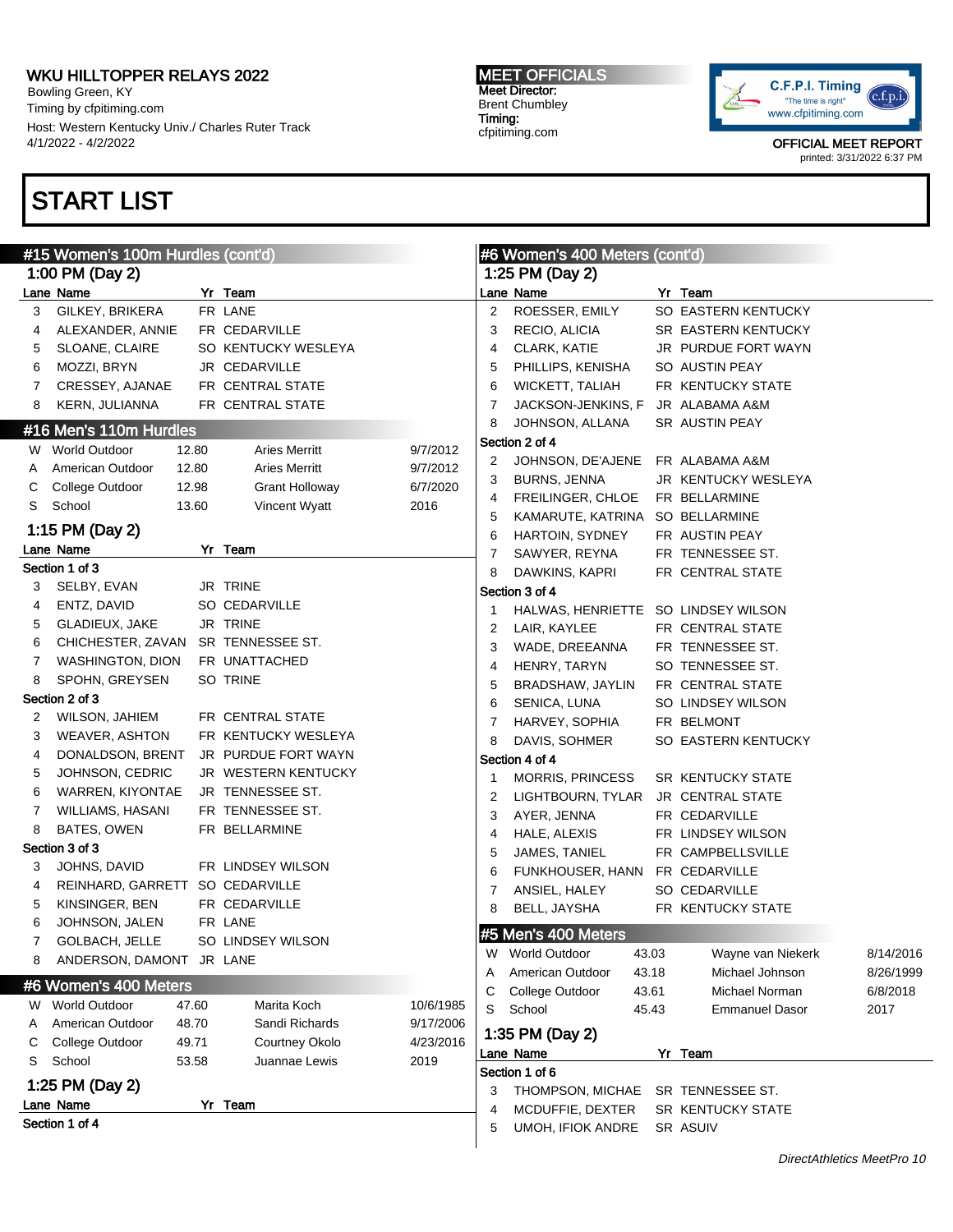# WKU HILLTOPPER RELAYS 2022

Bowling Green, KY
Timing by cfpitiming.com
Host: Western Kentucky Univ./ Charles Ruter Track
4/1/2022 - 4/2/2022

**MEET OFFICIALS**
Meet Director:
Brent Chumbley
Timing:
cfpitiming.com

OFFICIAL MEET REPORT
printed: 3/31/2022 6:37 PM

## START LIST

### #15 Women's 100m Hurdles (cont'd)

1:00 PM (Day 2)

| Lane | Name | Yr | Team |
|---|---|---|---|
| 3 | GILKEY, BRIKERA | FR | LANE |
| 4 | ALEXANDER, ANNIE | FR | CEDARVILLE |
| 5 | SLOANE, CLAIRE | SO | KENTUCKY WESLEYA |
| 6 | MOZZI, BRYN | JR | CEDARVILLE |
| 7 | CRESSEY, AJANAE | FR | CENTRAL STATE |
| 8 | KERN, JULIANNA | FR | CENTRAL STATE |

### #16 Men's 110m Hurdles

| | Record | Mark | Holder | Date |
|---|---|---|---|---|
| W | World Outdoor | 12.80 | Aries Merritt | 9/7/2012 |
| A | American Outdoor | 12.80 | Aries Merritt | 9/7/2012 |
| C | College Outdoor | 12.98 | Grant Holloway | 6/7/2020 |
| S | School | 13.60 | Vincent Wyatt | 2016 |

1:15 PM (Day 2)

| Lane | Name | Yr | Team |
|---|---|---|---|
| **Section 1 of 3** | | | |
| 3 | SELBY, EVAN | JR | TRINE |
| 4 | ENTZ, DAVID | SO | CEDARVILLE |
| 5 | GLADIEUX, JAKE | JR | TRINE |
| 6 | CHICHESTER, ZAVAN | SR | TENNESSEE ST. |
| 7 | WASHINGTON, DION | FR | UNATTACHED |
| 8 | SPOHN, GREYSEN | SO | TRINE |
| **Section 2 of 3** | | | |
| 2 | WILSON, JAHIEM | FR | CENTRAL STATE |
| 3 | WEAVER, ASHTON | FR | KENTUCKY WESLEYA |
| 4 | DONALDSON, BRENT | JR | PURDUE FORT WAYN |
| 5 | JOHNSON, CEDRIC | JR | WESTERN KENTUCKY |
| 6 | WARREN, KIYONTAE | JR | TENNESSEE ST. |
| 7 | WILLIAMS, HASANI | FR | TENNESSEE ST. |
| 8 | BATES, OWEN | FR | BELLARMINE |
| **Section 3 of 3** | | | |
| 3 | JOHNS, DAVID | FR | LINDSEY WILSON |
| 4 | REINHARD, GARRETT | SO | CEDARVILLE |
| 5 | KINSINGER, BEN | FR | CEDARVILLE |
| 6 | JOHNSON, JALEN | FR | LANE |
| 7 | GOLBACH, JELLE | SO | LINDSEY WILSON |
| 8 | ANDERSON, DAMONT | JR | LANE |

### #6 Women's 400 Meters

| | Record | Mark | Holder | Date |
|---|---|---|---|---|
| W | World Outdoor | 47.60 | Marita Koch | 10/6/1985 |
| A | American Outdoor | 48.70 | Sandi Richards | 9/17/2006 |
| C | College Outdoor | 49.71 | Courtney Okolo | 4/23/2016 |
| S | School | 53.58 | Juannae Lewis | 2019 |

1:25 PM (Day 2)

**Section 1 of 4**

### #6 Women's 400 Meters (cont'd)

1:25 PM (Day 2)

| Lane | Name | Yr | Team |
|---|---|---|---|
| 2 | ROESSER, EMILY | SO | EASTERN KENTUCKY |
| 3 | RECIO, ALICIA | SR | EASTERN KENTUCKY |
| 4 | CLARK, KATIE | JR | PURDUE FORT WAYN |
| 5 | PHILLIPS, KENISHA | SO | AUSTIN PEAY |
| 6 | WICKETT, TALIAH | FR | KENTUCKY STATE |
| 7 | JACKSON-JENKINS, F | JR | ALABAMA A&M |
| 8 | JOHNSON, ALLANA | SR | AUSTIN PEAY |
| **Section 2 of 4** | | | |
| 2 | JOHNSON, DE'AJENE | FR | ALABAMA A&M |
| 3 | BURNS, JENNA | JR | KENTUCKY WESLEYA |
| 4 | FREILINGER, CHLOE | FR | BELLARMINE |
| 5 | KAMARUTE, KATRINA | SO | BELLARMINE |
| 6 | HARTOIN, SYDNEY | FR | AUSTIN PEAY |
| 7 | SAWYER, REYNA | FR | TENNESSEE ST. |
| 8 | DAWKINS, KAPRI | FR | CENTRAL STATE |
| **Section 3 of 4** | | | |
| 1 | HALWAS, HENRIETTE | SO | LINDSEY WILSON |
| 2 | LAIR, KAYLEE | FR | CENTRAL STATE |
| 3 | WADE, DREEANNA | FR | TENNESSEE ST. |
| 4 | HENRY, TARYN | SO | TENNESSEE ST. |
| 5 | BRADSHAW, JAYLIN | FR | CENTRAL STATE |
| 6 | SENICA, LUNA | SO | LINDSEY WILSON |
| 7 | HARVEY, SOPHIA | FR | BELMONT |
| 8 | DAVIS, SOHMER | SO | EASTERN KENTUCKY |
| **Section 4 of 4** | | | |
| 1 | MORRIS, PRINCESS | SR | KENTUCKY STATE |
| 2 | LIGHTBOURN, TYLAR | JR | CENTRAL STATE |
| 3 | AYER, JENNA | FR | CEDARVILLE |
| 4 | HALE, ALEXIS | FR | LINDSEY WILSON |
| 5 | JAMES, TANIEL | FR | CAMPBELLSVILLE |
| 6 | FUNKHOUSER, HANN | FR | CEDARVILLE |
| 7 | ANSIEL, HALEY | SO | CEDARVILLE |
| 8 | BELL, JAYSHA | FR | KENTUCKY STATE |

### #5 Men's 400 Meters

| | Record | Mark | Holder | Date |
|---|---|---|---|---|
| W | World Outdoor | 43.03 | Wayne van Niekerk | 8/14/2016 |
| A | American Outdoor | 43.18 | Michael Johnson | 8/26/1999 |
| C | College Outdoor | 43.61 | Michael Norman | 6/8/2018 |
| S | School | 45.43 | Emmanuel Dasor | 2017 |

1:35 PM (Day 2)

| Lane | Name | Yr | Team |
|---|---|---|---|
| **Section 1 of 6** | | | |
| 3 | THOMPSON, MICHAE | SR | TENNESSEE ST. |
| 4 | MCDUFFIE, DEXTER | SR | KENTUCKY STATE |
| 5 | UMOH, IFIOK ANDRE | SR | ASUIV |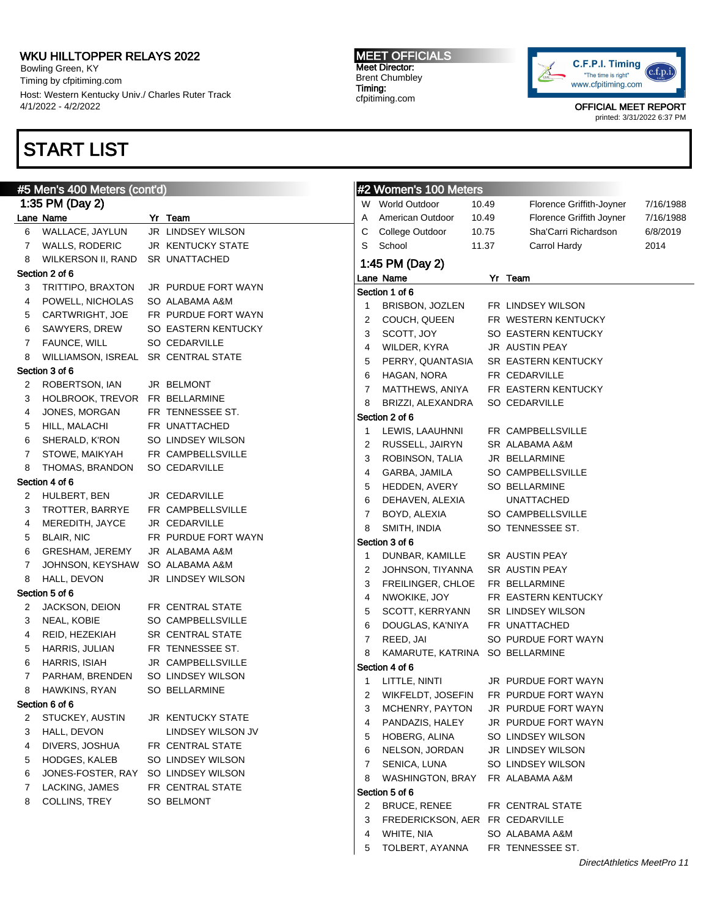## START LIST

### #5 Men's 400 Meters (cont'd)

1:35 PM (Day 2)

| Lane | Name | Yr | Team |
|---|---|---|---|
| 6 | WALLACE, JAYLUN | JR | LINDSEY WILSON |
| 7 | WALLS, RODERIC | JR | KENTUCKY STATE |
| 8 | WILKERSON II, RAND | SR | UNATTACHED |

**Section 2 of 6**

| Lane | Name | Yr | Team |
|---|---|---|---|
| 3 | TRITTIPO, BRAXTON | JR | PURDUE FORT WAYN |
| 4 | POWELL, NICHOLAS | SO | ALABAMA A&M |
| 5 | CARTWRIGHT, JOE | FR | PURDUE FORT WAYN |
| 6 | SAWYERS, DREW | SO | EASTERN KENTUCKY |
| 7 | FAUNCE, WILL | SO | CEDARVILLE |
| 8 | WILLIAMSON, ISREAL | SR | CENTRAL STATE |

**Section 3 of 6**

| Lane | Name | Yr | Team |
|---|---|---|---|
| 2 | ROBERTSON, IAN | JR | BELMONT |
| 3 | HOLBROOK, TREVOR | FR | BELLARMINE |
| 4 | JONES, MORGAN | FR | TENNESSEE ST. |
| 5 | HILL, MALACHI | FR | UNATTACHED |
| 6 | SHERALD, K'RON | SO | LINDSEY WILSON |
| 7 | STOWE, MAIKYAH | FR | CAMPBELLSVILLE |
| 8 | THOMAS, BRANDON | SO | CEDARVILLE |

**Section 4 of 6**

| Lane | Name | Yr | Team |
|---|---|---|---|
| 2 | HULBERT, BEN | JR | CEDARVILLE |
| 3 | TROTTER, BARRYE | FR | CAMPBELLSVILLE |
| 4 | MEREDITH, JAYCE | JR | CEDARVILLE |
| 5 | BLAIR, NIC | FR | PURDUE FORT WAYN |
| 6 | GRESHAM, JEREMY | JR | ALABAMA A&M |
| 7 | JOHNSON, KEYSHAW | SO | ALABAMA A&M |
| 8 | HALL, DEVON | JR | LINDSEY WILSON |

**Section 5 of 6**

| Lane | Name | Yr | Team |
|---|---|---|---|
| 2 | JACKSON, DEION | FR | CENTRAL STATE |
| 3 | NEAL, KOBIE | SO | CAMPBELLSVILLE |
| 4 | REID, HEZEKIAH | SR | CENTRAL STATE |
| 5 | HARRIS, JULIAN | FR | TENNESSEE ST. |
| 6 | HARRIS, ISIAH | JR | CAMPBELLSVILLE |
| 7 | PARHAM, BRENDEN | SO | LINDSEY WILSON |
| 8 | HAWKINS, RYAN | SO | BELLARMINE |

**Section 6 of 6**

| Lane | Name | Yr | Team |
|---|---|---|---|
| 2 | STUCKEY, AUSTIN | JR | KENTUCKY STATE |
| 3 | HALL, DEVON | | LINDSEY WILSON JV |
| 4 | DIVERS, JOSHUA | FR | CENTRAL STATE |
| 5 | HODGES, KALEB | SO | LINDSEY WILSON |
| 6 | JONES-FOSTER, RAY | SO | LINDSEY WILSON |
| 7 | LACKING, JAMES | FR | CENTRAL STATE |
| 8 | COLLINS, TREY | SO | BELMONT |

### #2 Women's 100 Meters

| | Record | Mark | Name | Date |
|---|---|---|---|---|
| W | World Outdoor | 10.49 | Florence Griffith-Joyner | 7/16/1988 |
| A | American Outdoor | 10.49 | Florence Griffith Joyner | 7/16/1988 |
| C | College Outdoor | 10.75 | Sha'Carri Richardson | 6/8/2019 |
| S | School | 11.37 | Carrol Hardy | 2014 |

1:45 PM (Day 2)

**Section 1 of 6**

| Lane | Name | Yr | Team |
|---|---|---|---|
| 1 | BRISBON, JOZLEN | FR | LINDSEY WILSON |
| 2 | COUCH, QUEEN | FR | WESTERN KENTUCKY |
| 3 | SCOTT, JOY | SO | EASTERN KENTUCKY |
| 4 | WILDER, KYRA | JR | AUSTIN PEAY |
| 5 | PERRY, QUANTASIA | SR | EASTERN KENTUCKY |
| 6 | HAGAN, NORA | FR | CEDARVILLE |
| 7 | MATTHEWS, ANIYA | FR | EASTERN KENTUCKY |
| 8 | BRIZZI, ALEXANDRA | SO | CEDARVILLE |

**Section 2 of 6**

| Lane | Name | Yr | Team |
|---|---|---|---|
| 1 | LEWIS, LAAUHNNI | FR | CAMPBELLSVILLE |
| 2 | RUSSELL, JAIRYN | SR | ALABAMA A&M |
| 3 | ROBINSON, TALIA | JR | BELLARMINE |
| 4 | GARBA, JAMILA | SO | CAMPBELLSVILLE |
| 5 | HEDDEN, AVERY | SO | BELLARMINE |
| 6 | DEHAVEN, ALEXIA | | UNATTACHED |
| 7 | BOYD, ALEXIA | SO | CAMPBELLSVILLE |
| 8 | SMITH, INDIA | SO | TENNESSEE ST. |

**Section 3 of 6**

| Lane | Name | Yr | Team |
|---|---|---|---|
| 1 | DUNBAR, KAMILLE | SR | AUSTIN PEAY |
| 2 | JOHNSON, TIYANNA | SR | AUSTIN PEAY |
| 3 | FREILINGER, CHLOE | FR | BELLARMINE |
| 4 | NWOKIKE, JOY | FR | EASTERN KENTUCKY |
| 5 | SCOTT, KERRYANN | SR | LINDSEY WILSON |
| 6 | DOUGLAS, KA'NIYA | FR | UNATTACHED |
| 7 | REED, JAI | SO | PURDUE FORT WAYN |
| 8 | KAMARUTE, KATRINA | SO | BELLARMINE |

**Section 4 of 6**

| Lane | Name | Yr | Team |
|---|---|---|---|
| 1 | LITTLE, NINTI | JR | PURDUE FORT WAYN |
| 2 | WIKFELDT, JOSEFIN | FR | PURDUE FORT WAYN |
| 3 | MCHENRY, PAYTON | JR | PURDUE FORT WAYN |
| 4 | PANDAZIS, HALEY | JR | PURDUE FORT WAYN |
| 5 | HOBERG, ALINA | SO | LINDSEY WILSON |
| 6 | NELSON, JORDAN | JR | LINDSEY WILSON |
| 7 | SENICA, LUNA | SO | LINDSEY WILSON |
| 8 | WASHINGTON, BRAY | FR | ALABAMA A&M |

**Section 5 of 6**

| Lane | Name | Yr | Team |
|---|---|---|---|
| 2 | BRUCE, RENEE | FR | CENTRAL STATE |
| 3 | FREDERICKSON, AER | FR | CEDARVILLE |
| 4 | WHITE, NIA | SO | ALABAMA A&M |
| 5 | TOLBERT, AYANNA | FR | TENNESSEE ST. |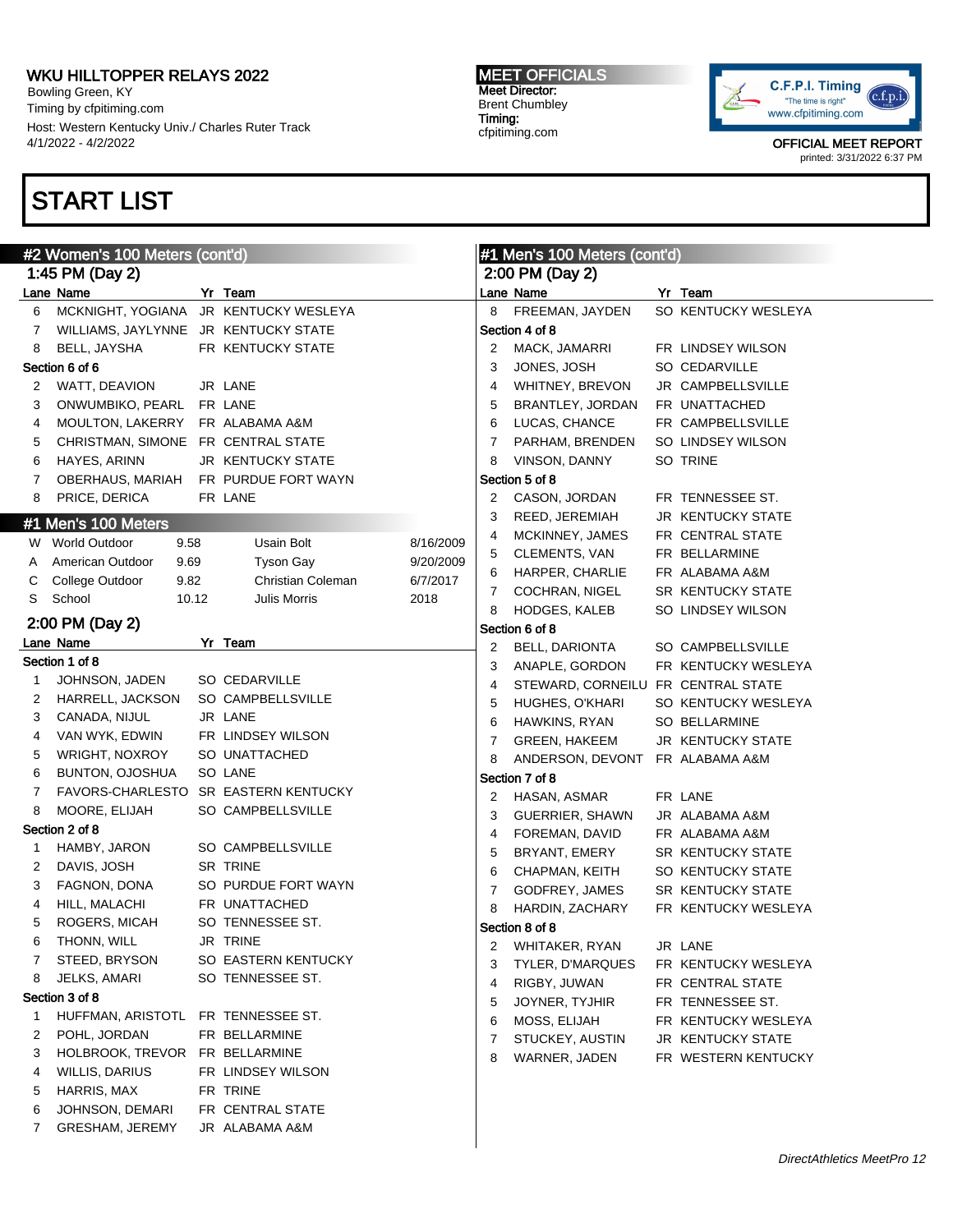WKU HILLTOPPER RELAYS 2022
Bowling Green, KY
Timing by cfpitiming.com
Host: Western Kentucky Univ./ Charles Ruter Track
4/1/2022 - 4/2/2022

**MEET OFFICIALS**
Meet Director:
Brent Chumbley
Timing:
cfpitiming.com

OFFICIAL MEET REPORT
printed: 3/31/2022 6:37 PM

# START LIST

## #2 Women's 100 Meters (cont'd)

### 1:45 PM (Day 2)

| Lane | Name | Yr | Team |
|---|---|---|---|
| 6 | MCKNIGHT, YOGIANA | JR | KENTUCKY WESLEYA |
| 7 | WILLIAMS, JAYLYNNE | JR | KENTUCKY STATE |
| 8 | BELL, JAYSHA | FR | KENTUCKY STATE |
| **Section 6 of 6** | | | |
| 2 | WATT, DEAVION | JR | LANE |
| 3 | ONWUMBIKO, PEARL | FR | LANE |
| 4 | MOULTON, LAKERRY | FR | ALABAMA A&M |
| 5 | CHRISTMAN, SIMONE | FR | CENTRAL STATE |
| 6 | HAYES, ARINN | JR | KENTUCKY STATE |
| 7 | OBERHAUS, MARIAH | FR | PURDUE FORT WAYN |
| 8 | PRICE, DERICA | FR | LANE |

## #1 Men's 100 Meters

| | | | | |
|---|---|---|---|---|
| W | World Outdoor | 9.58 | Usain Bolt | 8/16/2009 |
| A | American Outdoor | 9.69 | Tyson Gay | 9/20/2009 |
| C | College Outdoor | 9.82 | Christian Coleman | 6/7/2017 |
| S | School | 10.12 | Julis Morris | 2018 |

### 2:00 PM (Day 2)

| Lane | Name | Yr | Team |
|---|---|---|---|
| **Section 1 of 8** | | | |
| 1 | JOHNSON, JADEN | SO | CEDARVILLE |
| 2 | HARRELL, JACKSON | SO | CAMPBELLSVILLE |
| 3 | CANADA, NIJUL | JR | LANE |
| 4 | VAN WYK, EDWIN | FR | LINDSEY WILSON |
| 5 | WRIGHT, NOXROY | SO | UNATTACHED |
| 6 | BUNTON, OJOSHUA | SO | LANE |
| 7 | FAVORS-CHARLESTO | SR | EASTERN KENTUCKY |
| 8 | MOORE, ELIJAH | SO | CAMPBELLSVILLE |
| **Section 2 of 8** | | | |
| 1 | HAMBY, JARON | SO | CAMPBELLSVILLE |
| 2 | DAVIS, JOSH | SR | TRINE |
| 3 | FAGNON, DONA | SO | PURDUE FORT WAYN |
| 4 | HILL, MALACHI | FR | UNATTACHED |
| 5 | ROGERS, MICAH | SO | TENNESSEE ST. |
| 6 | THONN, WILL | JR | TRINE |
| 7 | STEED, BRYSON | SO | EASTERN KENTUCKY |
| 8 | JELKS, AMARI | SO | TENNESSEE ST. |
| **Section 3 of 8** | | | |
| 1 | HUFFMAN, ARISTOTL | FR | TENNESSEE ST. |
| 2 | POHL, JORDAN | FR | BELLARMINE |
| 3 | HOLBROOK, TREVOR | FR | BELLARMINE |
| 4 | WILLIS, DARIUS | FR | LINDSEY WILSON |
| 5 | HARRIS, MAX | FR | TRINE |
| 6 | JOHNSON, DEMARI | FR | CENTRAL STATE |
| 7 | GRESHAM, JEREMY | JR | ALABAMA A&M |

## #1 Men's 100 Meters (cont'd)

### 2:00 PM (Day 2)

| Lane | Name | Yr | Team |
|---|---|---|---|
| 8 | FREEMAN, JAYDEN | SO | KENTUCKY WESLEYA |
| **Section 4 of 8** | | | |
| 2 | MACK, JAMARRI | FR | LINDSEY WILSON |
| 3 | JONES, JOSH | SO | CEDARVILLE |
| 4 | WHITNEY, BREVON | JR | CAMPBELLSVILLE |
| 5 | BRANTLEY, JORDAN | FR | UNATTACHED |
| 6 | LUCAS, CHANCE | FR | CAMPBELLSVILLE |
| 7 | PARHAM, BRENDEN | SO | LINDSEY WILSON |
| 8 | VINSON, DANNY | SO | TRINE |
| **Section 5 of 8** | | | |
| 2 | CASON, JORDAN | FR | TENNESSEE ST. |
| 3 | REED, JEREMIAH | JR | KENTUCKY STATE |
| 4 | MCKINNEY, JAMES | FR | CENTRAL STATE |
| 5 | CLEMENTS, VAN | FR | BELLARMINE |
| 6 | HARPER, CHARLIE | FR | ALABAMA A&M |
| 7 | COCHRAN, NIGEL | SR | KENTUCKY STATE |
| 8 | HODGES, KALEB | SO | LINDSEY WILSON |
| **Section 6 of 8** | | | |
| 2 | BELL, DARIONTA | SO | CAMPBELLSVILLE |
| 3 | ANAPLE, GORDON | FR | KENTUCKY WESLEYA |
| 4 | STEWARD, CORNEILU | FR | CENTRAL STATE |
| 5 | HUGHES, O'KHARI | SO | KENTUCKY WESLEYA |
| 6 | HAWKINS, RYAN | SO | BELLARMINE |
| 7 | GREEN, HAKEEM | JR | KENTUCKY STATE |
| 8 | ANDERSON, DEVONT | FR | ALABAMA A&M |
| **Section 7 of 8** | | | |
| 2 | HASAN, ASMAR | FR | LANE |
| 3 | GUERRIER, SHAWN | JR | ALABAMA A&M |
| 4 | FOREMAN, DAVID | FR | ALABAMA A&M |
| 5 | BRYANT, EMERY | SR | KENTUCKY STATE |
| 6 | CHAPMAN, KEITH | SO | KENTUCKY STATE |
| 7 | GODFREY, JAMES | SR | KENTUCKY STATE |
| 8 | HARDIN, ZACHARY | FR | KENTUCKY WESLEYA |
| **Section 8 of 8** | | | |
| 2 | WHITAKER, RYAN | JR | LANE |
| 3 | TYLER, D'MARQUES | FR | KENTUCKY WESLEYA |
| 4 | RIGBY, JUWAN | FR | CENTRAL STATE |
| 5 | JOYNER, TYJHIR | FR | TENNESSEE ST. |
| 6 | MOSS, ELIJAH | FR | KENTUCKY WESLEYA |
| 7 | STUCKEY, AUSTIN | JR | KENTUCKY STATE |
| 8 | WARNER, JADEN | FR | WESTERN KENTUCKY |

DirectAthletics MeetPro 12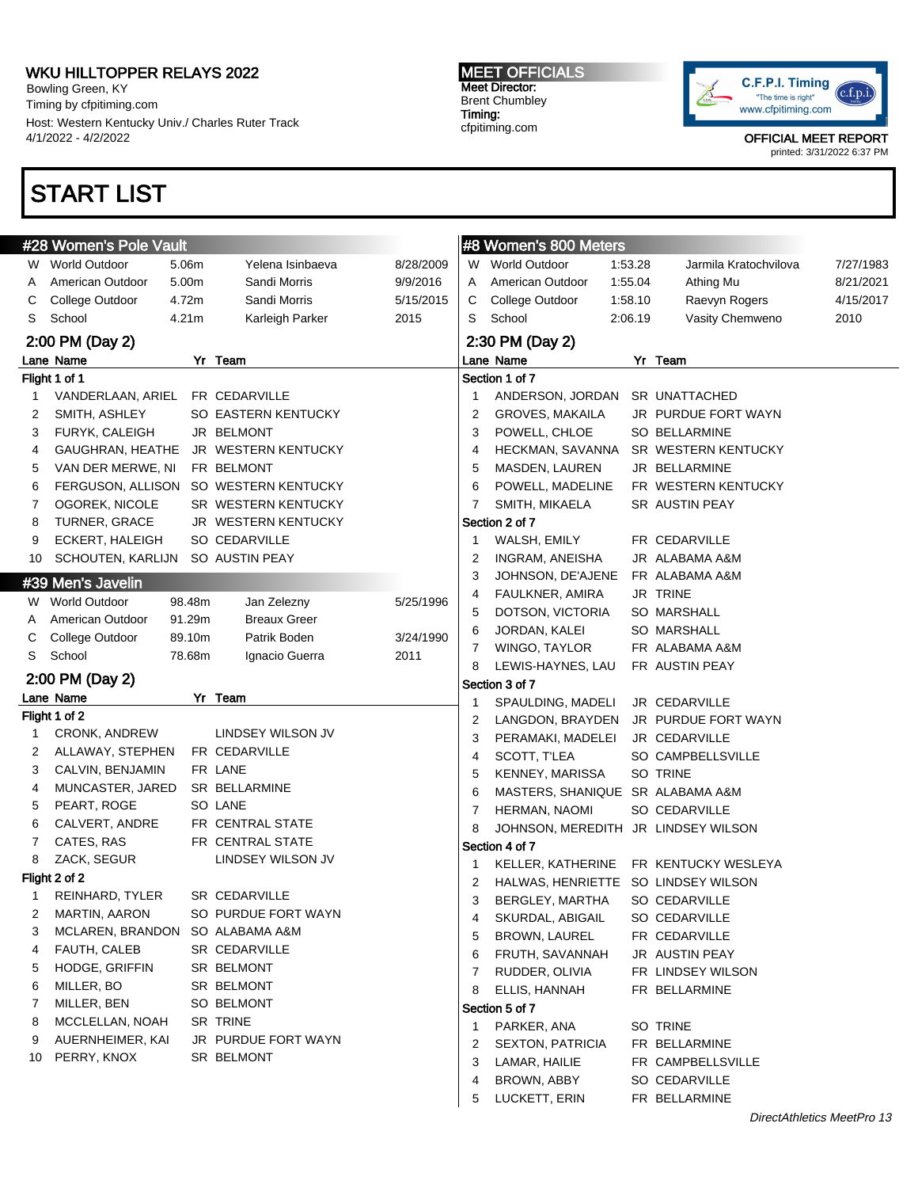WKU HILLTOPPER RELAYS 2022
Bowling Green, KY
Timing by cfpitiming.com
Host: Western Kentucky Univ./ Charles Ruter Track
4/1/2022 - 4/2/2022

MEET OFFICIALS
Meet Director:
Brent Chumbley
Timing:
cfpitiming.com

OFFICIAL MEET REPORT
printed: 3/31/2022 6:37 PM

# START LIST

## #28 Women's Pole Vault

| | | | | |
|---|---|---|---|---|
| W | World Outdoor | 5.06m | Yelena Isinbaeva | 8/28/2009 |
| A | American Outdoor | 5.00m | Sandi Morris | 9/9/2016 |
| C | College Outdoor | 4.72m | Sandi Morris | 5/15/2015 |
| S | School | 4.21m | Karleigh Parker | 2015 |

### 2:00 PM (Day 2)

**Flight 1 of 1**

| Lane | Name | Yr | Team |
|---|---|---|---|
| 1 | VANDERLAAN, ARIEL | FR | CEDARVILLE |
| 2 | SMITH, ASHLEY | SO | EASTERN KENTUCKY |
| 3 | FURYK, CALEIGH | JR | BELMONT |
| 4 | GAUGHRAN, HEATHE | JR | WESTERN KENTUCKY |
| 5 | VAN DER MERWE, NI | FR | BELMONT |
| 6 | FERGUSON, ALLISON | SO | WESTERN KENTUCKY |
| 7 | OGOREK, NICOLE | SR | WESTERN KENTUCKY |
| 8 | TURNER, GRACE | JR | WESTERN KENTUCKY |
| 9 | ECKERT, HALEIGH | SO | CEDARVILLE |
| 10 | SCHOUTEN, KARLIJN | SO | AUSTIN PEAY |

## #39 Men's Javelin

| | | | | |
|---|---|---|---|---|
| W | World Outdoor | 98.48m | Jan Zelezny | 5/25/1996 |
| A | American Outdoor | 91.29m | Breaux Greer | |
| C | College Outdoor | 89.10m | Patrik Boden | 3/24/1990 |
| S | School | 78.68m | Ignacio Guerra | 2011 |

### 2:00 PM (Day 2)

**Flight 1 of 2**

| Lane | Name | Yr | Team |
|---|---|---|---|
| 1 | CRONK, ANDREW | | LINDSEY WILSON JV |
| 2 | ALLAWAY, STEPHEN | FR | CEDARVILLE |
| 3 | CALVIN, BENJAMIN | FR | LANE |
| 4 | MUNCASTER, JARED | SR | BELLARMINE |
| 5 | PEART, ROGE | SO | LANE |
| 6 | CALVERT, ANDRE | FR | CENTRAL STATE |
| 7 | CATES, RAS | FR | CENTRAL STATE |
| 8 | ZACK, SEGUR | | LINDSEY WILSON JV |

**Flight 2 of 2**

| Lane | Name | Yr | Team |
|---|---|---|---|
| 1 | REINHARD, TYLER | SR | CEDARVILLE |
| 2 | MARTIN, AARON | SO | PURDUE FORT WAYN |
| 3 | MCLAREN, BRANDON | SO | ALABAMA A&M |
| 4 | FAUTH, CALEB | SR | CEDARVILLE |
| 5 | HODGE, GRIFFIN | SR | BELMONT |
| 6 | MILLER, BO | SR | BELMONT |
| 7 | MILLER, BEN | SO | BELMONT |
| 8 | MCCLELLAN, NOAH | SR | TRINE |
| 9 | AUERNHEIMER, KAI | JR | PURDUE FORT WAYN |
| 10 | PERRY, KNOX | SR | BELMONT |

## #8 Women's 800 Meters

| | | | | |
|---|---|---|---|---|
| W | World Outdoor | 1:53.28 | Jarmila Kratochvilova | 7/27/1983 |
| A | American Outdoor | 1:55.04 | Athing Mu | 8/21/2021 |
| C | College Outdoor | 1:58.10 | Raevyn Rogers | 4/15/2017 |
| S | School | 2:06.19 | Vasity Chemweno | 2010 |

### 2:30 PM (Day 2)

**Section 1 of 7**

| Lane | Name | Yr | Team |
|---|---|---|---|
| 1 | ANDERSON, JORDAN | SR | UNATTACHED |
| 2 | GROVES, MAKAILA | JR | PURDUE FORT WAYN |
| 3 | POWELL, CHLOE | SO | BELLARMINE |
| 4 | HECKMAN, SAVANNA | SR | WESTERN KENTUCKY |
| 5 | MASDEN, LAUREN | JR | BELLARMINE |
| 6 | POWELL, MADELINE | FR | WESTERN KENTUCKY |
| 7 | SMITH, MIKAELA | SR | AUSTIN PEAY |

**Section 2 of 7**

| Lane | Name | Yr | Team |
|---|---|---|---|
| 1 | WALSH, EMILY | FR | CEDARVILLE |
| 2 | INGRAM, ANEISHA | JR | ALABAMA A&M |
| 3 | JOHNSON, DE'AJENE | FR | ALABAMA A&M |
| 4 | FAULKNER, AMIRA | JR | TRINE |
| 5 | DOTSON, VICTORIA | SO | MARSHALL |
| 6 | JORDAN, KALEI | SO | MARSHALL |
| 7 | WINGO, TAYLOR | FR | ALABAMA A&M |
| 8 | LEWIS-HAYNES, LAU | FR | AUSTIN PEAY |

**Section 3 of 7**

| Lane | Name | Yr | Team |
|---|---|---|---|
| 1 | SPAULDING, MADELI | JR | CEDARVILLE |
| 2 | LANGDON, BRAYDEN | JR | PURDUE FORT WAYN |
| 3 | PERAMAKI, MADELEI | JR | CEDARVILLE |
| 4 | SCOTT, T'LEA | SO | CAMPBELLSVILLE |
| 5 | KENNEY, MARISSA | SO | TRINE |
| 6 | MASTERS, SHANIQUE | SR | ALABAMA A&M |
| 7 | HERMAN, NAOMI | SO | CEDARVILLE |
| 8 | JOHNSON, MEREDITH | JR | LINDSEY WILSON |

**Section 4 of 7**

| Lane | Name | Yr | Team |
|---|---|---|---|
| 1 | KELLER, KATHERINE | FR | KENTUCKY WESLEYA |
| 2 | HALWAS, HENRIETTE | SO | LINDSEY WILSON |
| 3 | BERGLEY, MARTHA | SO | CEDARVILLE |
| 4 | SKURDAL, ABIGAIL | SO | CEDARVILLE |
| 5 | BROWN, LAUREL | FR | CEDARVILLE |
| 6 | FRUTH, SAVANNAH | JR | AUSTIN PEAY |
| 7 | RUDDER, OLIVIA | FR | LINDSEY WILSON |
| 8 | ELLIS, HANNAH | FR | BELLARMINE |

**Section 5 of 7**

| Lane | Name | Yr | Team |
|---|---|---|---|
| 1 | PARKER, ANA | SO | TRINE |
| 2 | SEXTON, PATRICIA | FR | BELLARMINE |
| 3 | LAMAR, HAILIE | FR | CAMPBELLSVILLE |
| 4 | BROWN, ABBY | SO | CEDARVILLE |
| 5 | LUCKETT, ERIN | FR | BELLARMINE |

DirectAthletics MeetPro 13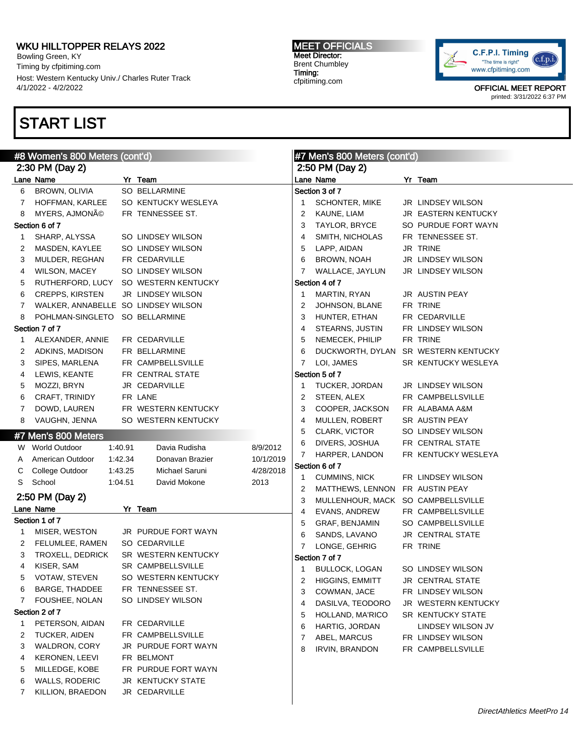# WKU HILLTOPPER RELAYS 2022

Bowling Green, KY
Timing by cfpitiming.com
Host: Western Kentucky Univ./ Charles Ruter Track
4/1/2022 - 4/2/2022

**MEET OFFICIALS**
Meet Director:
Brent Chumbley
Timing:
cfpitiming.com

C.F.P.I. Timing "The time is right" www.cfpitiming.com

OFFICIAL MEET REPORT
printed: 3/31/2022 6:37 PM

# START LIST

## #8 Women's 800 Meters (cont'd)

### 2:30 PM (Day 2)

| Lane | Name | Yr | Team |
|---|---|---|---|
| 6 | BROWN, OLIVIA | SO | BELLARMINE |
| 7 | HOFFMAN, KARLEE | SO | KENTUCKY WESLEYA |
| 8 | MYERS, AJMONÃ© | FR | TENNESSEE ST. |
| **Section 6 of 7** | | | |
| 1 | SHARP, ALYSSA | SO | LINDSEY WILSON |
| 2 | MASDEN, KAYLEE | SO | LINDSEY WILSON |
| 3 | MULDER, REGHAN | FR | CEDARVILLE |
| 4 | WILSON, MACEY | SO | LINDSEY WILSON |
| 5 | RUTHERFORD, LUCY | SO | WESTERN KENTUCKY |
| 6 | CREPPS, KIRSTEN | JR | LINDSEY WILSON |
| 7 | WALKER, ANNABELLE | SO | LINDSEY WILSON |
| 8 | POHLMAN-SINGLETO | SO | BELLARMINE |
| **Section 7 of 7** | | | |
| 1 | ALEXANDER, ANNIE | FR | CEDARVILLE |
| 2 | ADKINS, MADISON | FR | BELLARMINE |
| 3 | SIPES, MARLENA | FR | CAMPBELLSVILLE |
| 4 | LEWIS, KEANTE | FR | CENTRAL STATE |
| 5 | MOZZI, BRYN | JR | CEDARVILLE |
| 6 | CRAFT, TRINIDY | FR | LANE |
| 7 | DOWD, LAUREN | FR | WESTERN KENTUCKY |
| 8 | VAUGHN, JENNA | SO | WESTERN KENTUCKY |

## #7 Men's 800 Meters

| | Record | Time | Name | Date |
|---|---|---|---|---|
| W | World Outdoor | 1:40.91 | Davia Rudisha | 8/9/2012 |
| A | American Outdoor | 1:42.34 | Donavan Brazier | 10/1/2019 |
| C | College Outdoor | 1:43.25 | Michael Saruni | 4/28/2018 |
| S | School | 1:04.51 | David Mokone | 2013 |

### 2:50 PM (Day 2)

| Lane | Name | Yr | Team |
|---|---|---|---|
| **Section 1 of 7** | | | |
| 1 | MISER, WESTON | JR | PURDUE FORT WAYN |
| 2 | FELUMLEE, RAMEN | SO | CEDARVILLE |
| 3 | TROXELL, DEDRICK | SR | WESTERN KENTUCKY |
| 4 | KISER, SAM | SR | CAMPBELLSVILLE |
| 5 | VOTAW, STEVEN | SO | WESTERN KENTUCKY |
| 6 | BARGE, THADDEE | FR | TENNESSEE ST. |
| 7 | FOUSHEE, NOLAN | SO | LINDSEY WILSON |
| **Section 2 of 7** | | | |
| 1 | PETERSON, AIDAN | FR | CEDARVILLE |
| 2 | TUCKER, AIDEN | FR | CAMPBELLSVILLE |
| 3 | WALDRON, CORY | JR | PURDUE FORT WAYN |
| 4 | KERONEN, LEEVI | FR | BELMONT |
| 5 | MILLEDGE, KOBE | FR | PURDUE FORT WAYN |
| 6 | WALLS, RODERIC | JR | KENTUCKY STATE |
| 7 | KILLION, BRAEDON | JR | CEDARVILLE |

## #7 Men's 800 Meters (cont'd)

### 2:50 PM (Day 2)

| Lane | Name | Yr | Team |
|---|---|---|---|
| **Section 3 of 7** | | | |
| 1 | SCHONTER, MIKE | JR | LINDSEY WILSON |
| 2 | KAUNE, LIAM | JR | EASTERN KENTUCKY |
| 3 | TAYLOR, BRYCE | SO | PURDUE FORT WAYN |
| 4 | SMITH, NICHOLAS | FR | TENNESSEE ST. |
| 5 | LAPP, AIDAN | JR | TRINE |
| 6 | BROWN, NOAH | JR | LINDSEY WILSON |
| 7 | WALLACE, JAYLUN | JR | LINDSEY WILSON |
| **Section 4 of 7** | | | |
| 1 | MARTIN, RYAN | JR | AUSTIN PEAY |
| 2 | JOHNSON, BLANE | FR | TRINE |
| 3 | HUNTER, ETHAN | FR | CEDARVILLE |
| 4 | STEARNS, JUSTIN | FR | LINDSEY WILSON |
| 5 | NEMECEK, PHILIP | FR | TRINE |
| 6 | DUCKWORTH, DYLAN | SR | WESTERN KENTUCKY |
| 7 | LOI, JAMES | SR | KENTUCKY WESLEYA |
| **Section 5 of 7** | | | |
| 1 | TUCKER, JORDAN | JR | LINDSEY WILSON |
| 2 | STEEN, ALEX | FR | CAMPBELLSVILLE |
| 3 | COOPER, JACKSON | FR | ALABAMA A&M |
| 4 | MULLEN, ROBERT | SR | AUSTIN PEAY |
| 5 | CLARK, VICTOR | SO | LINDSEY WILSON |
| 6 | DIVERS, JOSHUA | FR | CENTRAL STATE |
| 7 | HARPER, LANDON | FR | KENTUCKY WESLEYA |
| **Section 6 of 7** | | | |
| 1 | CUMMINS, NICK | FR | LINDSEY WILSON |
| 2 | MATTHEWS, LENNON | FR | AUSTIN PEAY |
| 3 | MULLENHOUR, MACK | SO | CAMPBELLSVILLE |
| 4 | EVANS, ANDREW | FR | CAMPBELLSVILLE |
| 5 | GRAF, BENJAMIN | SO | CAMPBELLSVILLE |
| 6 | SANDS, LAVANO | JR | CENTRAL STATE |
| 7 | LONGE, GEHRIG | FR | TRINE |
| **Section 7 of 7** | | | |
| 1 | BULLOCK, LOGAN | SO | LINDSEY WILSON |
| 2 | HIGGINS, EMMITT | JR | CENTRAL STATE |
| 3 | COWMAN, JACE | FR | LINDSEY WILSON |
| 4 | DASILVA, TEODORO | JR | WESTERN KENTUCKY |
| 5 | HOLLAND, MA'RICO | SR | KENTUCKY STATE |
| 6 | HARTIG, JORDAN | | LINDSEY WILSON JV |
| 7 | ABEL, MARCUS | FR | LINDSEY WILSON |
| 8 | IRVIN, BRANDON | FR | CAMPBELLSVILLE |

*DirectAthletics MeetPro 14*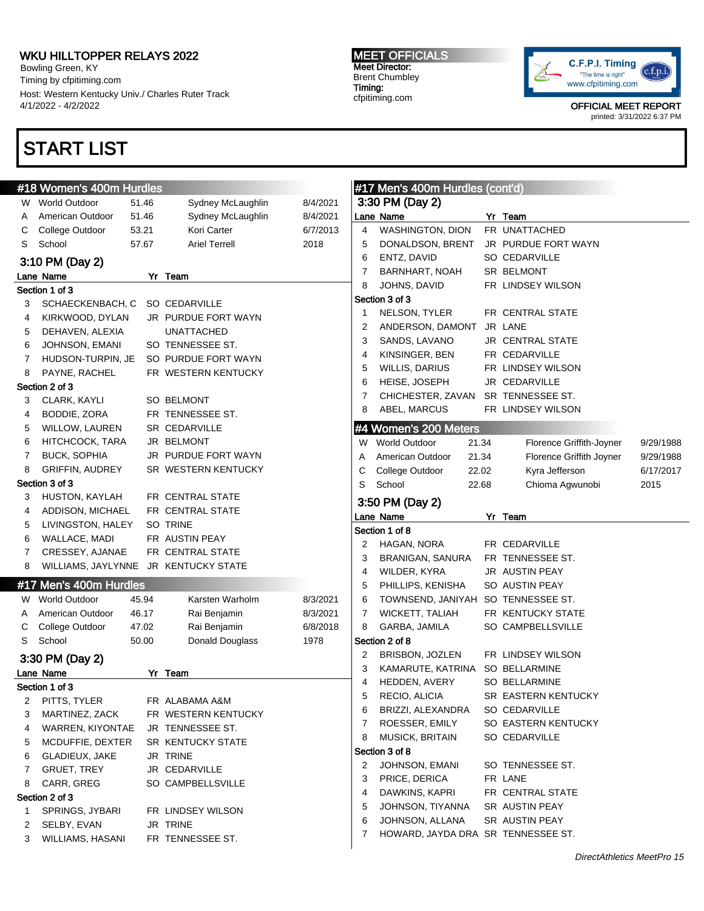# WKU HILLTOPPER RELAYS 2022

Bowling Green, KY
Timing by cfpitiming.com
Host: Western Kentucky Univ./ Charles Ruter Track
4/1/2022 - 4/2/2022

**MEET OFFICIALS**
Meet Director:
Brent Chumbley
Timing:
cfpitiming.com

OFFICIAL MEET REPORT
printed: 3/31/2022 6:37 PM

# START LIST

## #18 Women's 400m Hurdles

| | | | | |
|---|---|---|---|---|
| W | World Outdoor | 51.46 | Sydney McLaughlin | 8/4/2021 |
| A | American Outdoor | 51.46 | Sydney McLaughlin | 8/4/2021 |
| C | College Outdoor | 53.21 | Kori Carter | 6/7/2013 |
| S | School | 57.67 | Ariel Terrell | 2018 |

### 3:10 PM (Day 2)

| Lane | Name | Yr | Team |
|---|---|---|---|
| **Section 1 of 3** | | | |
| 3 | SCHAECKENBACH, C | SO | CEDARVILLE |
| 4 | KIRKWOOD, DYLAN | JR | PURDUE FORT WAYN |
| 5 | DEHAVEN, ALEXIA | | UNATTACHED |
| 6 | JOHNSON, EMANI | SO | TENNESSEE ST. |
| 7 | HUDSON-TURPIN, JE | SO | PURDUE FORT WAYN |
| 8 | PAYNE, RACHEL | FR | WESTERN KENTUCKY |
| **Section 2 of 3** | | | |
| 3 | CLARK, KAYLI | SO | BELMONT |
| 4 | BODDIE, ZORA | FR | TENNESSEE ST. |
| 5 | WILLOW, LAUREN | SR | CEDARVILLE |
| 6 | HITCHCOCK, TARA | JR | BELMONT |
| 7 | BUCK, SOPHIA | JR | PURDUE FORT WAYN |
| 8 | GRIFFIN, AUDREY | SR | WESTERN KENTUCKY |
| **Section 3 of 3** | | | |
| 3 | HUSTON, KAYLAH | FR | CENTRAL STATE |
| 4 | ADDISON, MICHAEL | FR | CENTRAL STATE |
| 5 | LIVINGSTON, HALEY | SO | TRINE |
| 6 | WALLACE, MADI | FR | AUSTIN PEAY |
| 7 | CRESSEY, AJANAE | FR | CENTRAL STATE |
| 8 | WILLIAMS, JAYLYNNE | JR | KENTUCKY STATE |

## #17 Men's 400m Hurdles

| | | | | |
|---|---|---|---|---|
| W | World Outdoor | 45.94 | Karsten Warholm | 8/3/2021 |
| A | American Outdoor | 46.17 | Rai Benjamin | 8/3/2021 |
| C | College Outdoor | 47.02 | Rai Benjamin | 6/8/2018 |
| S | School | 50.00 | Donald Douglass | 1978 |

### 3:30 PM (Day 2)

| Lane | Name | Yr | Team |
|---|---|---|---|
| **Section 1 of 3** | | | |
| 2 | PITTS, TYLER | FR | ALABAMA A&M |
| 3 | MARTINEZ, ZACK | FR | WESTERN KENTUCKY |
| 4 | WARREN, KIYONTAE | JR | TENNESSEE ST. |
| 5 | MCDUFFIE, DEXTER | SR | KENTUCKY STATE |
| 6 | GLADIEUX, JAKE | JR | TRINE |
| 7 | GRUET, TREY | JR | CEDARVILLE |
| 8 | CARR, GREG | SO | CAMPBELLSVILLE |
| **Section 2 of 3** | | | |
| 1 | SPRINGS, JYBARI | FR | LINDSEY WILSON |
| 2 | SELBY, EVAN | JR | TRINE |
| 3 | WILLIAMS, HASANI | FR | TENNESSEE ST. |
| 4 | WASHINGTON, DION | FR | UNATTACHED |
| 5 | DONALDSON, BRENT | JR | PURDUE FORT WAYN |
| 6 | ENTZ, DAVID | SO | CEDARVILLE |
| 7 | BARNHART, NOAH | SR | BELMONT |
| 8 | JOHNS, DAVID | FR | LINDSEY WILSON |
| **Section 3 of 3** | | | |
| 1 | NELSON, TYLER | FR | CENTRAL STATE |
| 2 | ANDERSON, DAMONT | JR | LANE |
| 3 | SANDS, LAVANO | JR | CENTRAL STATE |
| 4 | KINSINGER, BEN | FR | CEDARVILLE |
| 5 | WILLIS, DARIUS | FR | LINDSEY WILSON |
| 6 | HEISE, JOSEPH | JR | CEDARVILLE |
| 7 | CHICHESTER, ZAVAN | SR | TENNESSEE ST. |
| 8 | ABEL, MARCUS | FR | LINDSEY WILSON |

## #4 Women's 200 Meters

| | | | | |
|---|---|---|---|---|
| W | World Outdoor | 21.34 | Florence Griffith-Joyner | 9/29/1988 |
| A | American Outdoor | 21.34 | Florence Griffith Joyner | 9/29/1988 |
| C | College Outdoor | 22.02 | Kyra Jefferson | 6/17/2017 |
| S | School | 22.68 | Chioma Agwunobi | 2015 |

### 3:50 PM (Day 2)

| Lane | Name | Yr | Team |
|---|---|---|---|
| **Section 1 of 8** | | | |
| 2 | HAGAN, NORA | FR | CEDARVILLE |
| 3 | BRANIGAN, SANURA | FR | TENNESSEE ST. |
| 4 | WILDER, KYRA | JR | AUSTIN PEAY |
| 5 | PHILLIPS, KENISHA | SO | AUSTIN PEAY |
| 6 | TOWNSEND, JANIYAH | SO | TENNESSEE ST. |
| 7 | WICKETT, TALIAH | FR | KENTUCKY STATE |
| 8 | GARBA, JAMILA | SO | CAMPBELLSVILLE |
| **Section 2 of 8** | | | |
| 2 | BRISBON, JOZLEN | FR | LINDSEY WILSON |
| 3 | KAMARUTE, KATRINA | SO | BELLARMINE |
| 4 | HEDDEN, AVERY | SO | BELLARMINE |
| 5 | RECIO, ALICIA | SR | EASTERN KENTUCKY |
| 6 | BRIZZI, ALEXANDRA | SO | CEDARVILLE |
| 7 | ROESSER, EMILY | SO | EASTERN KENTUCKY |
| 8 | MUSICK, BRITAIN | SO | CEDARVILLE |
| **Section 3 of 8** | | | |
| 2 | JOHNSON, EMANI | SO | TENNESSEE ST. |
| 3 | PRICE, DERICA | FR | LANE |
| 4 | DAWKINS, KAPRI | FR | CENTRAL STATE |
| 5 | JOHNSON, TIYANNA | SR | AUSTIN PEAY |
| 6 | JOHNSON, ALLANA | SR | AUSTIN PEAY |
| 7 | HOWARD, JAYDA DRA | SR | TENNESSEE ST. |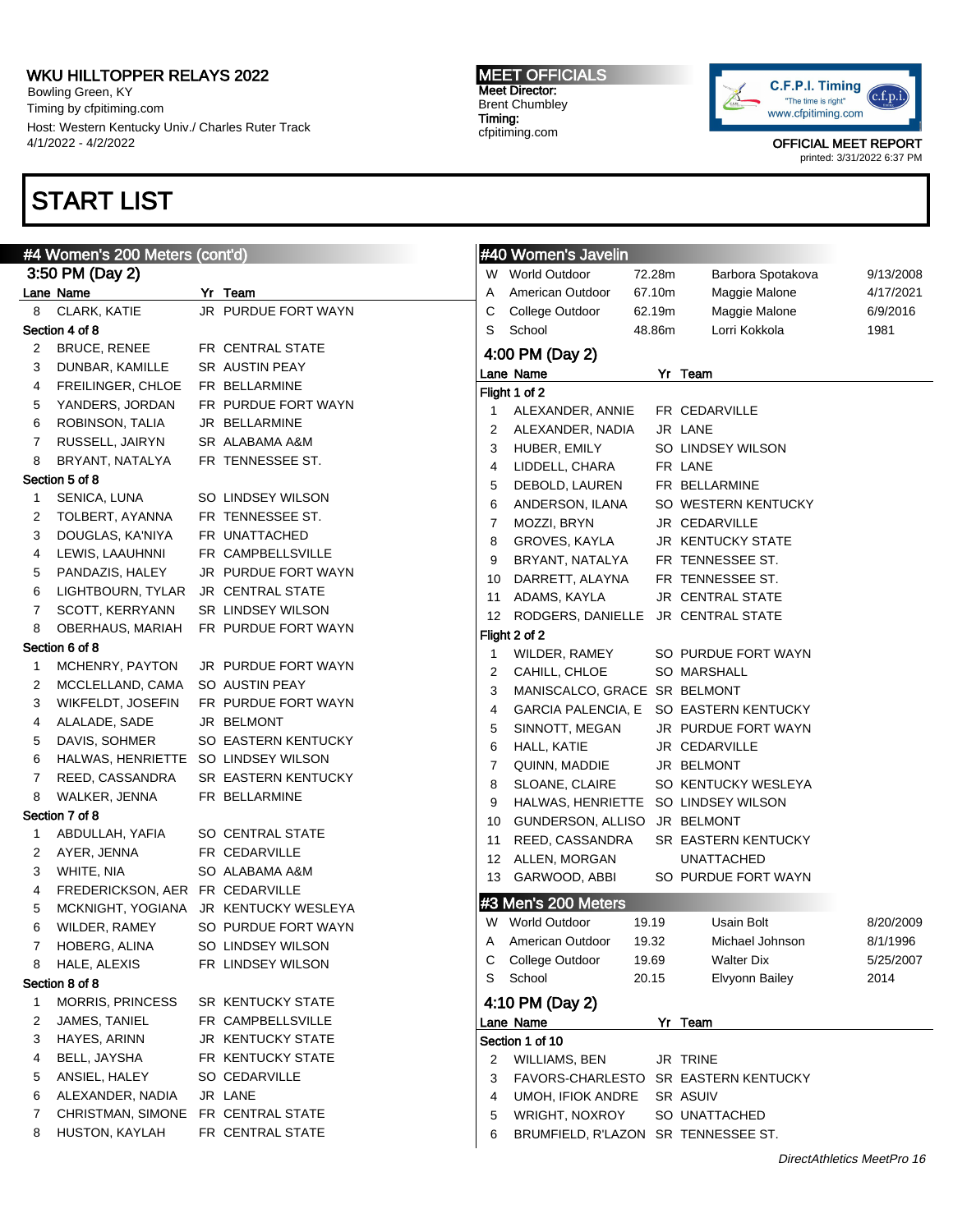WKU HILLTOPPER RELAYS 2022
Bowling Green, KY
Timing by cfpitiming.com
Host: Western Kentucky Univ./ Charles Ruter Track
4/1/2022 - 4/2/2022

MEET OFFICIALS
Meet Director:
Brent Chumbley
Timing:
cfpitiming.com

OFFICIAL MEET REPORT
printed: 3/31/2022 6:37 PM

# START LIST

## #4 Women's 200 Meters (cont'd)

### 3:50 PM (Day 2)

| Lane | Name | Yr | Team |
|---|---|---|---|
| 8 | CLARK, KATIE | JR | PURDUE FORT WAYN |
| **Section 4 of 8** | | | |
| 2 | BRUCE, RENEE | FR | CENTRAL STATE |
| 3 | DUNBAR, KAMILLE | SR | AUSTIN PEAY |
| 4 | FREILINGER, CHLOE | FR | BELLARMINE |
| 5 | YANDERS, JORDAN | FR | PURDUE FORT WAYN |
| 6 | ROBINSON, TALIA | JR | BELLARMINE |
| 7 | RUSSELL, JAIRYN | SR | ALABAMA A&M |
| 8 | BRYANT, NATALYA | FR | TENNESSEE ST. |
| **Section 5 of 8** | | | |
| 1 | SENICA, LUNA | SO | LINDSEY WILSON |
| 2 | TOLBERT, AYANNA | FR | TENNESSEE ST. |
| 3 | DOUGLAS, KA'NIYA | FR | UNATTACHED |
| 4 | LEWIS, LAAUHNNI | FR | CAMPBELLSVILLE |
| 5 | PANDAZIS, HALEY | JR | PURDUE FORT WAYN |
| 6 | LIGHTBOURN, TYLAR | JR | CENTRAL STATE |
| 7 | SCOTT, KERRYANN | SR | LINDSEY WILSON |
| 8 | OBERHAUS, MARIAH | FR | PURDUE FORT WAYN |
| **Section 6 of 8** | | | |
| 1 | MCHENRY, PAYTON | JR | PURDUE FORT WAYN |
| 2 | MCCLELLAND, CAMA | SO | AUSTIN PEAY |
| 3 | WIKFELDT, JOSEFIN | FR | PURDUE FORT WAYN |
| 4 | ALALADE, SADE | JR | BELMONT |
| 5 | DAVIS, SOHMER | SO | EASTERN KENTUCKY |
| 6 | HALWAS, HENRIETTE | SO | LINDSEY WILSON |
| 7 | REED, CASSANDRA | SR | EASTERN KENTUCKY |
| 8 | WALKER, JENNA | FR | BELLARMINE |
| **Section 7 of 8** | | | |
| 1 | ABDULLAH, YAFIA | SO | CENTRAL STATE |
| 2 | AYER, JENNA | FR | CEDARVILLE |
| 3 | WHITE, NIA | SO | ALABAMA A&M |
| 4 | FREDERICKSON, AER | FR | CEDARVILLE |
| 5 | MCKNIGHT, YOGIANA | JR | KENTUCKY WESLEYA |
| 6 | WILDER, RAMEY | SO | PURDUE FORT WAYN |
| 7 | HOBERG, ALINA | SO | LINDSEY WILSON |
| 8 | HALE, ALEXIS | FR | LINDSEY WILSON |
| **Section 8 of 8** | | | |
| 1 | MORRIS, PRINCESS | SR | KENTUCKY STATE |
| 2 | JAMES, TANIEL | FR | CAMPBELLSVILLE |
| 3 | HAYES, ARINN | JR | KENTUCKY STATE |
| 4 | BELL, JAYSHA | FR | KENTUCKY STATE |
| 5 | ANSIEL, HALEY | SO | CEDARVILLE |
| 6 | ALEXANDER, NADIA | JR | LANE |
| 7 | CHRISTMAN, SIMONE | FR | CENTRAL STATE |
| 8 | HUSTON, KAYLAH | FR | CENTRAL STATE |

## #40 Women's Javelin

| | | | | |
|---|---|---|---|---|
| W | World Outdoor | 72.28m | Barbora Spotakova | 9/13/2008 |
| A | American Outdoor | 67.10m | Maggie Malone | 4/17/2021 |
| C | College Outdoor | 62.19m | Maggie Malone | 6/9/2016 |
| S | School | 48.86m | Lorri Kokkola | 1981 |

### 4:00 PM (Day 2)

| Lane | Name | Yr | Team |
|---|---|---|---|
| **Flight 1 of 2** | | | |
| 1 | ALEXANDER, ANNIE | FR | CEDARVILLE |
| 2 | ALEXANDER, NADIA | JR | LANE |
| 3 | HUBER, EMILY | SO | LINDSEY WILSON |
| 4 | LIDDELL, CHARA | FR | LANE |
| 5 | DEBOLD, LAUREN | FR | BELLARMINE |
| 6 | ANDERSON, ILANA | SO | WESTERN KENTUCKY |
| 7 | MOZZI, BRYN | JR | CEDARVILLE |
| 8 | GROVES, KAYLA | JR | KENTUCKY STATE |
| 9 | BRYANT, NATALYA | FR | TENNESSEE ST. |
| 10 | DARRETT, ALAYNA | FR | TENNESSEE ST. |
| 11 | ADAMS, KAYLA | JR | CENTRAL STATE |
| 12 | RODGERS, DANIELLE | JR | CENTRAL STATE |
| **Flight 2 of 2** | | | |
| 1 | WILDER, RAMEY | SO | PURDUE FORT WAYN |
| 2 | CAHILL, CHLOE | SO | MARSHALL |
| 3 | MANISCALCO, GRACE | SR | BELMONT |
| 4 | GARCIA PALENCIA, E | SO | EASTERN KENTUCKY |
| 5 | SINNOTT, MEGAN | JR | PURDUE FORT WAYN |
| 6 | HALL, KATIE | JR | CEDARVILLE |
| 7 | QUINN, MADDIE | JR | BELMONT |
| 8 | SLOANE, CLAIRE | SO | KENTUCKY WESLEYA |
| 9 | HALWAS, HENRIETTE | SO | LINDSEY WILSON |
| 10 | GUNDERSON, ALLISO | JR | BELMONT |
| 11 | REED, CASSANDRA | SR | EASTERN KENTUCKY |
| 12 | ALLEN, MORGAN | | UNATTACHED |
| 13 | GARWOOD, ABBI | SO | PURDUE FORT WAYN |

## #3 Men's 200 Meters

| | | | | |
|---|---|---|---|---|
| W | World Outdoor | 19.19 | Usain Bolt | 8/20/2009 |
| A | American Outdoor | 19.32 | Michael Johnson | 8/1/1996 |
| C | College Outdoor | 19.69 | Walter Dix | 5/25/2007 |
| S | School | 20.15 | Elvyonn Bailey | 2014 |

### 4:10 PM (Day 2)

| Lane | Name | Yr | Team |
|---|---|---|---|
| **Section 1 of 10** | | | |
| 2 | WILLIAMS, BEN | JR | TRINE |
| 3 | FAVORS-CHARLESTO | SR | EASTERN KENTUCKY |
| 4 | UMOH, IFIOK ANDRE | SR | ASUIV |
| 5 | WRIGHT, NOXROY | SO | UNATTACHED |
| 6 | BRUMFIELD, R'LAZON | SR | TENNESSEE ST. |

DirectAthletics MeetPro 16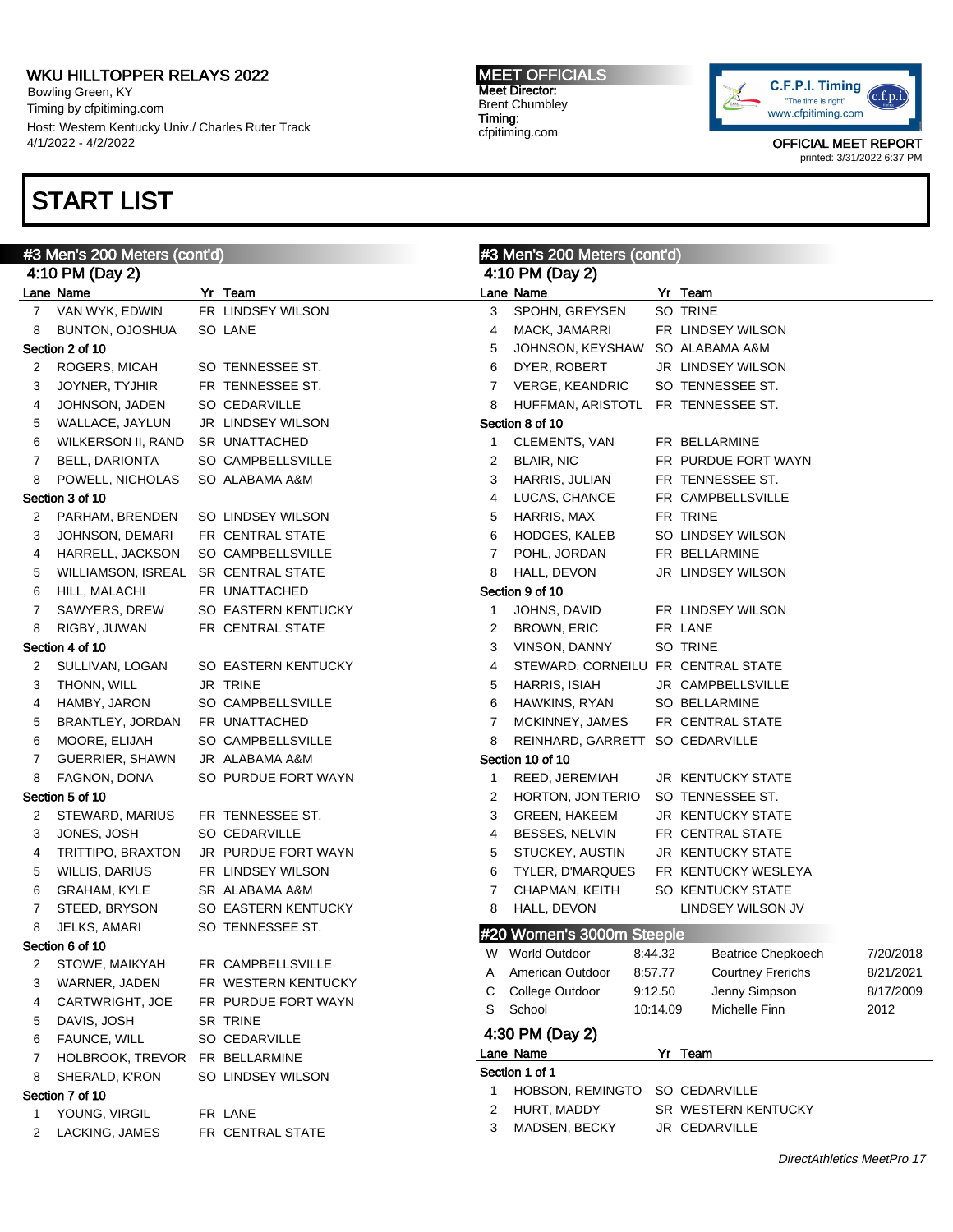# START LIST

## #3 Men's 200 Meters (cont'd)

### 4:10 PM (Day 2)

| Lane | Name | Yr | Team |
|---|---|---|---|
| 7 | VAN WYK, EDWIN | FR | LINDSEY WILSON |
| 8 | BUNTON, OJOSHUA | SO | LANE |

**Section 2 of 10**

| Lane | Name | Yr | Team |
|---|---|---|---|
| 2 | ROGERS, MICAH | SO | TENNESSEE ST. |
| 3 | JOYNER, TYJHIR | FR | TENNESSEE ST. |
| 4 | JOHNSON, JADEN | SO | CEDARVILLE |
| 5 | WALLACE, JAYLUN | JR | LINDSEY WILSON |
| 6 | WILKERSON II, RAND | SR | UNATTACHED |
| 7 | BELL, DARIONTA | SO | CAMPBELLSVILLE |
| 8 | POWELL, NICHOLAS | SO | ALABAMA A&M |

**Section 3 of 10**

| Lane | Name | Yr | Team |
|---|---|---|---|
| 2 | PARHAM, BRENDEN | SO | LINDSEY WILSON |
| 3 | JOHNSON, DEMARI | FR | CENTRAL STATE |
| 4 | HARRELL, JACKSON | SO | CAMPBELLSVILLE |
| 5 | WILLIAMSON, ISREAL | SR | CENTRAL STATE |
| 6 | HILL, MALACHI | FR | UNATTACHED |
| 7 | SAWYERS, DREW | SO | EASTERN KENTUCKY |
| 8 | RIGBY, JUWAN | FR | CENTRAL STATE |

**Section 4 of 10**

| Lane | Name | Yr | Team |
|---|---|---|---|
| 2 | SULLIVAN, LOGAN | SO | EASTERN KENTUCKY |
| 3 | THONN, WILL | JR | TRINE |
| 4 | HAMBY, JARON | SO | CAMPBELLSVILLE |
| 5 | BRANTLEY, JORDAN | FR | UNATTACHED |
| 6 | MOORE, ELIJAH | SO | CAMPBELLSVILLE |
| 7 | GUERRIER, SHAWN | JR | ALABAMA A&M |
| 8 | FAGNON, DONA | SO | PURDUE FORT WAYN |

**Section 5 of 10**

| Lane | Name | Yr | Team |
|---|---|---|---|
| 2 | STEWARD, MARIUS | FR | TENNESSEE ST. |
| 3 | JONES, JOSH | SO | CEDARVILLE |
| 4 | TRITTIPO, BRAXTON | JR | PURDUE FORT WAYN |
| 5 | WILLIS, DARIUS | FR | LINDSEY WILSON |
| 6 | GRAHAM, KYLE | SR | ALABAMA A&M |
| 7 | STEED, BRYSON | SO | EASTERN KENTUCKY |
| 8 | JELKS, AMARI | SO | TENNESSEE ST. |

**Section 6 of 10**

| Lane | Name | Yr | Team |
|---|---|---|---|
| 2 | STOWE, MAIKYAH | FR | CAMPBELLSVILLE |
| 3 | WARNER, JADEN | FR | WESTERN KENTUCKY |
| 4 | CARTWRIGHT, JOE | FR | PURDUE FORT WAYN |
| 5 | DAVIS, JOSH | SR | TRINE |
| 6 | FAUNCE, WILL | SO | CEDARVILLE |
| 7 | HOLBROOK, TREVOR | FR | BELLARMINE |
| 8 | SHERALD, K'RON | SO | LINDSEY WILSON |

**Section 7 of 10**

| Lane | Name | Yr | Team |
|---|---|---|---|
| 1 | YOUNG, VIRGIL | FR | LANE |
| 2 | LACKING, JAMES | FR | CENTRAL STATE |
| 3 | SPOHN, GREYSEN | SO | TRINE |
| 4 | MACK, JAMARRI | FR | LINDSEY WILSON |
| 5 | JOHNSON, KEYSHAW | SO | ALABAMA A&M |
| 6 | DYER, ROBERT | JR | LINDSEY WILSON |
| 7 | VERGE, KEANDRIC | SO | TENNESSEE ST. |
| 8 | HUFFMAN, ARISTOTL | FR | TENNESSEE ST. |

**Section 8 of 10**

| Lane | Name | Yr | Team |
|---|---|---|---|
| 1 | CLEMENTS, VAN | FR | BELLARMINE |
| 2 | BLAIR, NIC | FR | PURDUE FORT WAYN |
| 3 | HARRIS, JULIAN | FR | TENNESSEE ST. |
| 4 | LUCAS, CHANCE | FR | CAMPBELLSVILLE |
| 5 | HARRIS, MAX | FR | TRINE |
| 6 | HODGES, KALEB | SO | LINDSEY WILSON |
| 7 | POHL, JORDAN | FR | BELLARMINE |
| 8 | HALL, DEVON | JR | LINDSEY WILSON |

**Section 9 of 10**

| Lane | Name | Yr | Team |
|---|---|---|---|
| 1 | JOHNS, DAVID | FR | LINDSEY WILSON |
| 2 | BROWN, ERIC | FR | LANE |
| 3 | VINSON, DANNY | SO | TRINE |
| 4 | STEWARD, CORNEILU | FR | CENTRAL STATE |
| 5 | HARRIS, ISIAH | JR | CAMPBELLSVILLE |
| 6 | HAWKINS, RYAN | SO | BELLARMINE |
| 7 | MCKINNEY, JAMES | FR | CENTRAL STATE |
| 8 | REINHARD, GARRETT | SO | CEDARVILLE |

**Section 10 of 10**

| Lane | Name | Yr | Team |
|---|---|---|---|
| 1 | REED, JEREMIAH | JR | KENTUCKY STATE |
| 2 | HORTON, JON'TERIO | SO | TENNESSEE ST. |
| 3 | GREEN, HAKEEM | JR | KENTUCKY STATE |
| 4 | BESSES, NELVIN | FR | CENTRAL STATE |
| 5 | STUCKEY, AUSTIN | JR | KENTUCKY STATE |
| 6 | TYLER, D'MARQUES | FR | KENTUCKY WESLEYA |
| 7 | CHAPMAN, KEITH | SO | KENTUCKY STATE |
| 8 | HALL, DEVON | | LINDSEY WILSON JV |

## #20 Women's 3000m Steeple

| | Record | Mark | Name | Date |
|---|---|---|---|---|
| W | World Outdoor | 8:44.32 | Beatrice Chepkoech | 7/20/2018 |
| A | American Outdoor | 8:57.77 | Courtney Frerichs | 8/21/2021 |
| C | College Outdoor | 9:12.50 | Jenny Simpson | 8/17/2009 |
| S | School | 10:14.09 | Michelle Finn | 2012 |

### 4:30 PM (Day 2)

**Section 1 of 1**

| Lane | Name | Yr | Team |
|---|---|---|---|
| 1 | HOBSON, REMINGTO | SO | CEDARVILLE |
| 2 | HURT, MADDY | SR | WESTERN KENTUCKY |
| 3 | MADSEN, BECKY | JR | CEDARVILLE |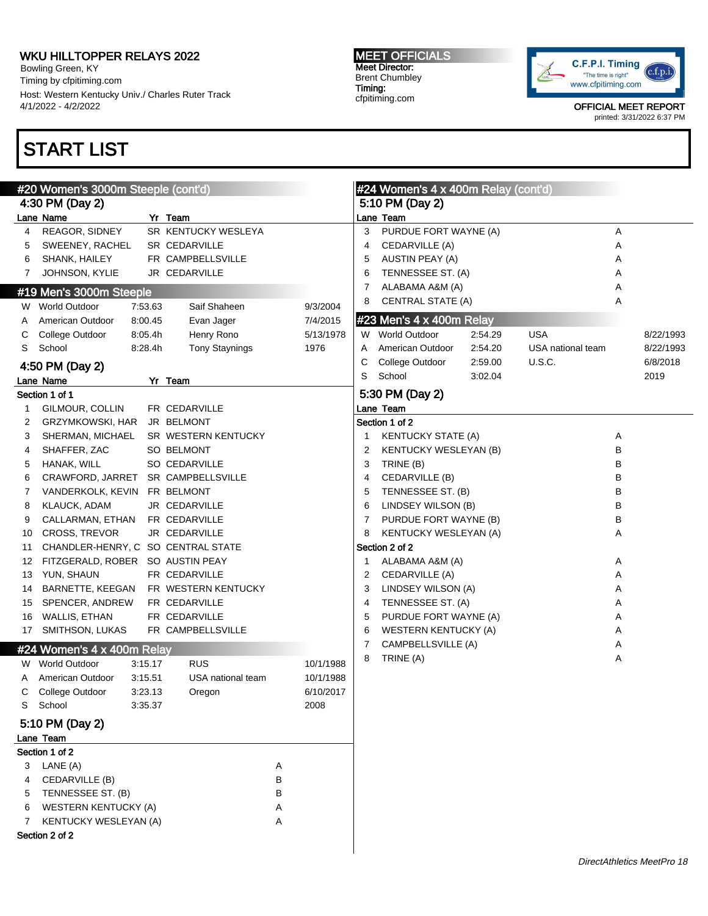# WKU HILLTOPPER RELAYS 2022

Bowling Green, KY
Timing by cfpitiming.com
Host: Western Kentucky Univ./ Charles Ruter Track
4/1/2022 - 4/2/2022

**MEET OFFICIALS**
Meet Director:
Brent Chumbley
Timing:
cfpitiming.com

OFFICIAL MEET REPORT
printed: 3/31/2022 6:37 PM

# START LIST

## #20 Women's 3000m Steeple (cont'd)

### 4:30 PM (Day 2)

| Lane | Name | Yr | Team |
|---|---|---|---|
| 4 | REAGOR, SIDNEY | SR | KENTUCKY WESLEYA |
| 5 | SWEENEY, RACHEL | SR | CEDARVILLE |
| 6 | SHANK, HAILEY | FR | CAMPBELLSVILLE |
| 7 | JOHNSON, KYLIE | JR | CEDARVILLE |

## #19 Men's 3000m Steeple

| | | | | |
|---|---|---|---|---|
| W | World Outdoor | 7:53.63 | Saif Shaheen | 9/3/2004 |
| A | American Outdoor | 8:00.45 | Evan Jager | 7/4/2015 |
| C | College Outdoor | 8:05.4h | Henry Rono | 5/13/1978 |
| S | School | 8:28.4h | Tony Staynings | 1976 |

### 4:50 PM (Day 2)

**Section 1 of 1**

| Lane | Name | Yr | Team |
|---|---|---|---|
| 1 | GILMOUR, COLLIN | FR | CEDARVILLE |
| 2 | GRZYMKOWSKI, HAR | JR | BELMONT |
| 3 | SHERMAN, MICHAEL | SR | WESTERN KENTUCKY |
| 4 | SHAFFER, ZAC | SO | BELMONT |
| 5 | HANAK, WILL | SO | CEDARVILLE |
| 6 | CRAWFORD, JARRET | SR | CAMPBELLSVILLE |
| 7 | VANDERKOLK, KEVIN | FR | BELMONT |
| 8 | KLAUCK, ADAM | JR | CEDARVILLE |
| 9 | CALLARMAN, ETHAN | FR | CEDARVILLE |
| 10 | CROSS, TREVOR | JR | CEDARVILLE |
| 11 | CHANDLER-HENRY, C | SO | CENTRAL STATE |
| 12 | FITZGERALD, ROBER | SO | AUSTIN PEAY |
| 13 | YUN, SHAUN | FR | CEDARVILLE |
| 14 | BARNETTE, KEEGAN | FR | WESTERN KENTUCKY |
| 15 | SPENCER, ANDREW | FR | CEDARVILLE |
| 16 | WALLIS, ETHAN | FR | CEDARVILLE |
| 17 | SMITHSON, LUKAS | FR | CAMPBELLSVILLE |

## #24 Women's 4 x 400m Relay

| | | | | |
|---|---|---|---|---|
| W | World Outdoor | 3:15.17 | RUS | 10/1/1988 |
| A | American Outdoor | 3:15.51 | USA national team | 10/1/1988 |
| C | College Outdoor | 3:23.13 | Oregon | 6/10/2017 |
| S | School | 3:35.37 | | 2008 |

### 5:10 PM (Day 2)

**Section 1 of 2**

| Lane | Team | |
|---|---|---|
| 3 | LANE (A) | A |
| 4 | CEDARVILLE (B) | B |
| 5 | TENNESSEE ST. (B) | B |
| 6 | WESTERN KENTUCKY (A) | A |
| 7 | KENTUCKY WESLEYAN (A) | A |

**Section 2 of 2**

## #24 Women's 4 x 400m Relay (cont'd)

### 5:10 PM (Day 2)

| Lane | Team | |
|---|---|---|
| 3 | PURDUE FORT WAYNE (A) | A |
| 4 | CEDARVILLE (A) | A |
| 5 | AUSTIN PEAY (A) | A |
| 6 | TENNESSEE ST. (A) | A |
| 7 | ALABAMA A&M (A) | A |
| 8 | CENTRAL STATE (A) | A |

## #23 Men's 4 x 400m Relay

| | | | | |
|---|---|---|---|---|
| W | World Outdoor | 2:54.29 | USA | 8/22/1993 |
| A | American Outdoor | 2:54.20 | USA national team | 8/22/1993 |
| C | College Outdoor | 2:59.00 | U.S.C. | 6/8/2018 |
| S | School | 3:02.04 | | 2019 |

### 5:30 PM (Day 2)

**Section 1 of 2**

| Lane | Team | |
|---|---|---|
| 1 | KENTUCKY STATE (A) | A |
| 2 | KENTUCKY WESLEYAN (B) | B |
| 3 | TRINE (B) | B |
| 4 | CEDARVILLE (B) | B |
| 5 | TENNESSEE ST. (B) | B |
| 6 | LINDSEY WILSON (B) | B |
| 7 | PURDUE FORT WAYNE (B) | B |
| 8 | KENTUCKY WESLEYAN (A) | A |

**Section 2 of 2**

| Lane | Team | |
|---|---|---|
| 1 | ALABAMA A&M (A) | A |
| 2 | CEDARVILLE (A) | A |
| 3 | LINDSEY WILSON (A) | A |
| 4 | TENNESSEE ST. (A) | A |
| 5 | PURDUE FORT WAYNE (A) | A |
| 6 | WESTERN KENTUCKY (A) | A |
| 7 | CAMPBELLSVILLE (A) | A |
| 8 | TRINE (A) | A |